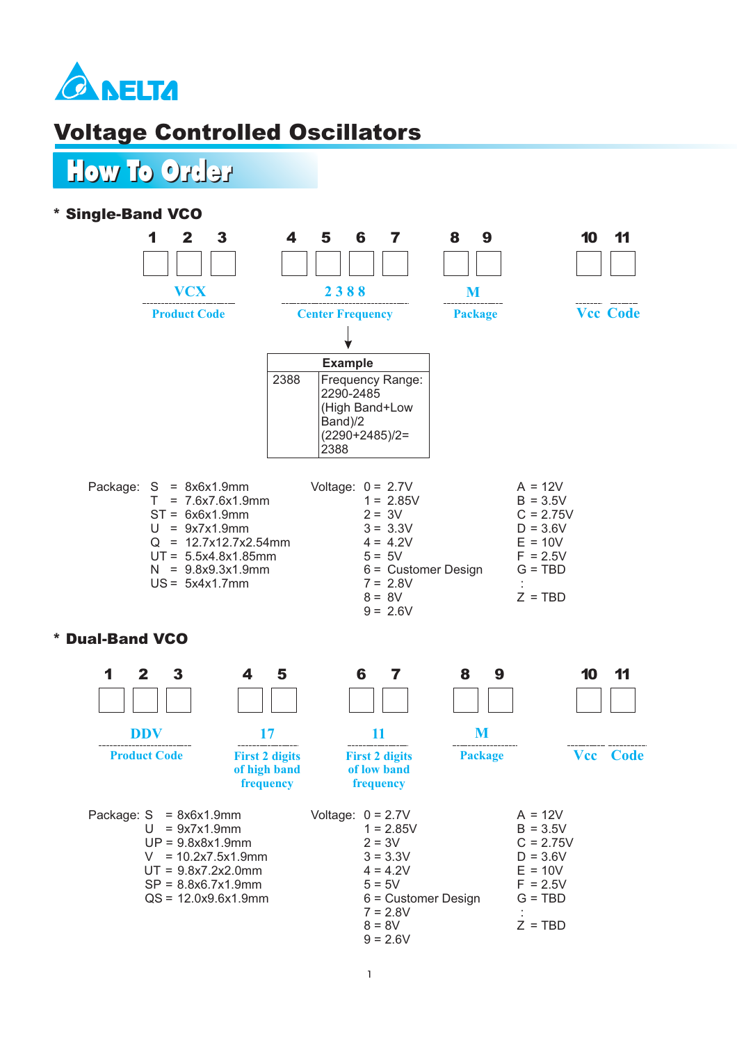DELTA

# Voltage Controlled Oscillators

## How To Order

### * Single-Band VCO

| 1 2 3 | 4 5 6 7 | 8 9 | 10 | 11 |
|---|---|---|---|---|
| VCX | 2 3 8 8 | M | | |
| Product Code | Center Frequency | Package | Vcc | Code |

| Example | |
|---|---|
| 2388 | Frequency Range: 2290-2485 (High Band+Low Band)/2 (2290+2485)/2= 2388 |

Package:
- S = 8x6x1.9mm
- T = 7.6x7.6x1.9mm
- ST = 6x6x1.9mm
- U = 9x7x1.9mm
- Q = 12.7x12.7x2.54mm
- UT = 5.5x4.8x1.85mm
- N = 9.8x9.3x1.9mm
- US = 5x4x1.7mm

Voltage:
- 0 = 2.7V
- 1 = 2.85V
- 2 = 3V
- 3 = 3.3V
- 4 = 4.2V
- 5 = 5V
- 6 = Customer Design
- 7 = 2.8V
- 8 = 8V
- 9 = 2.6V
- A = 12V
- B = 3.5V
- C = 2.75V
- D = 3.6V
- E = 10V
- F = 2.5V
- G = TBD
- :
- Z = TBD

### * Dual-Band VCO

| 1 2 3 | 4 5 | 6 7 | 8 9 | 10 | 11 |
|---|---|---|---|---|---|
| DDV | 17 | 11 | M | | |
| Product Code | First 2 digits of high band frequency | First 2 digits of low band frequency | Package | Vcc | Code |

Package:
- S = 8x6x1.9mm
- U = 9x7x1.9mm
- UP = 9.8x8x1.9mm
- V = 10.2x7.5x1.9mm
- UT = 9.8x7.2x2.0mm
- SP = 8.8x6.7x1.9mm
- QS = 12.0x9.6x1.9mm

Voltage:
- 0 = 2.7V
- 1 = 2.85V
- 2 = 3V
- 3 = 3.3V
- 4 = 4.2V
- 5 = 5V
- 6 = Customer Design
- 7 = 2.8V
- 8 = 8V
- 9 = 2.6V
- A = 12V
- B = 3.5V
- C = 2.75V
- D = 3.6V
- E = 10V
- F = 2.5V
- G = TBD
- :
- Z = TBD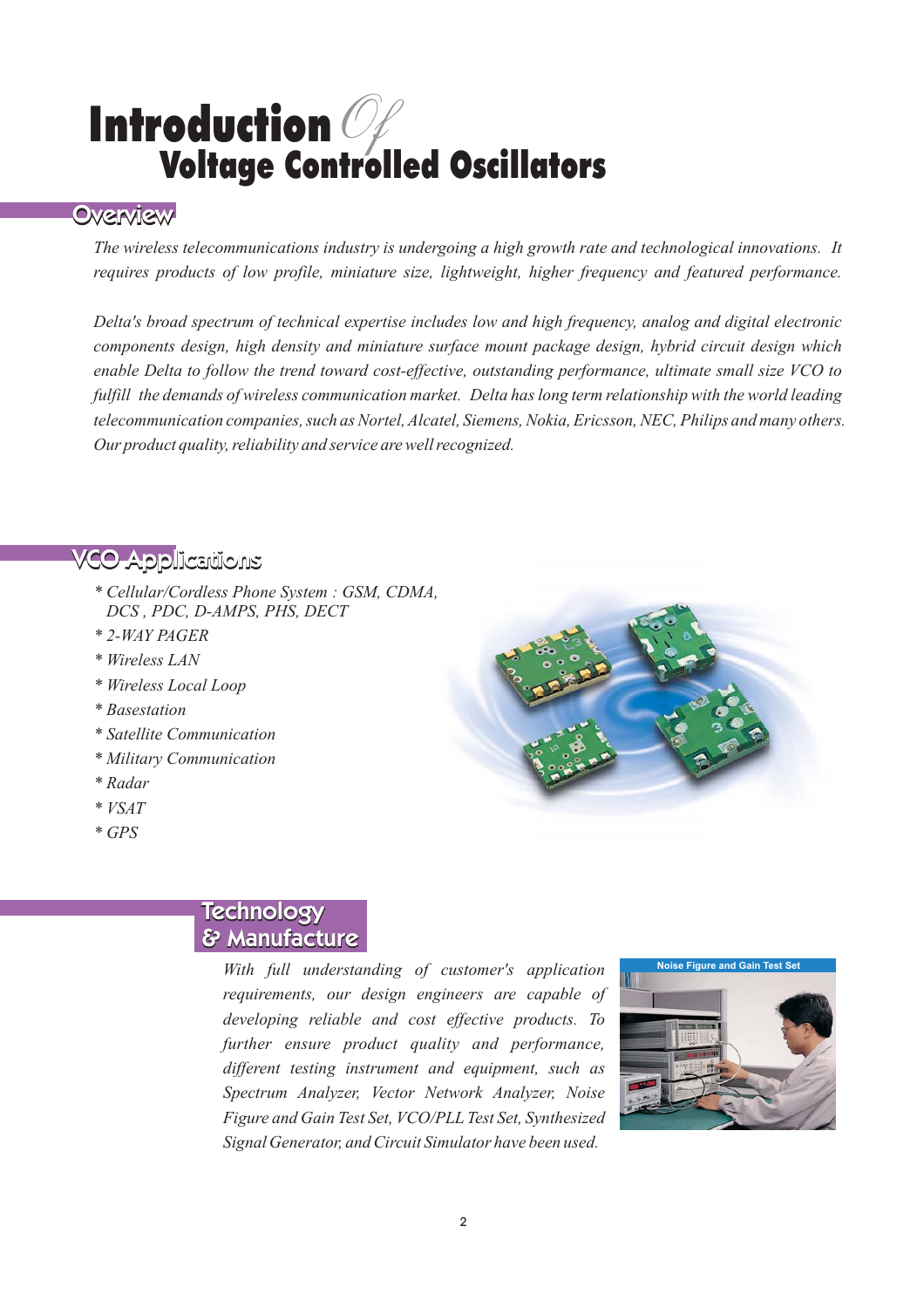# Introduction Of Voltage Controlled Oscillators

## Overview

*The wireless telecommunications industry is undergoing a high growth rate and technological innovations. It requires products of low profile, miniature size, lightweight, higher frequency and featured performance.*

*Delta's broad spectrum of technical expertise includes low and high frequency, analog and digital electronic components design, high density and miniature surface mount package design, hybrid circuit design which enable Delta to follow the trend toward cost-effective, outstanding performance, ultimate small size VCO to fulfill the demands of wireless communication market. Delta has long term relationship with the world leading telecommunication companies, such as Nortel, Alcatel, Siemens, Nokia, Ericsson, NEC, Philips and many others. Our product quality, reliability and service are well recognized.*

## VCO Applications

- *Cellular/Cordless Phone System : GSM, CDMA, DCS , PDC, D-AMPS, PHS, DECT*
- *2-WAY PAGER*
- *Wireless LAN*
- *Wireless Local Loop*
- *Basestation*
- *Satellite Communication*
- *Military Communication*
- *Radar*
- *VSAT*
- *GPS*

## Technology & Manufacture

*With full understanding of customer's application requirements, our design engineers are capable of developing reliable and cost effective products. To further ensure product quality and performance, different testing instrument and equipment, such as Spectrum Analyzer, Vector Network Analyzer, Noise Figure and Gain Test Set, VCO/PLL Test Set, Synthesized Signal Generator, and Circuit Simulator have been used.*

Noise Figure and Gain Test Set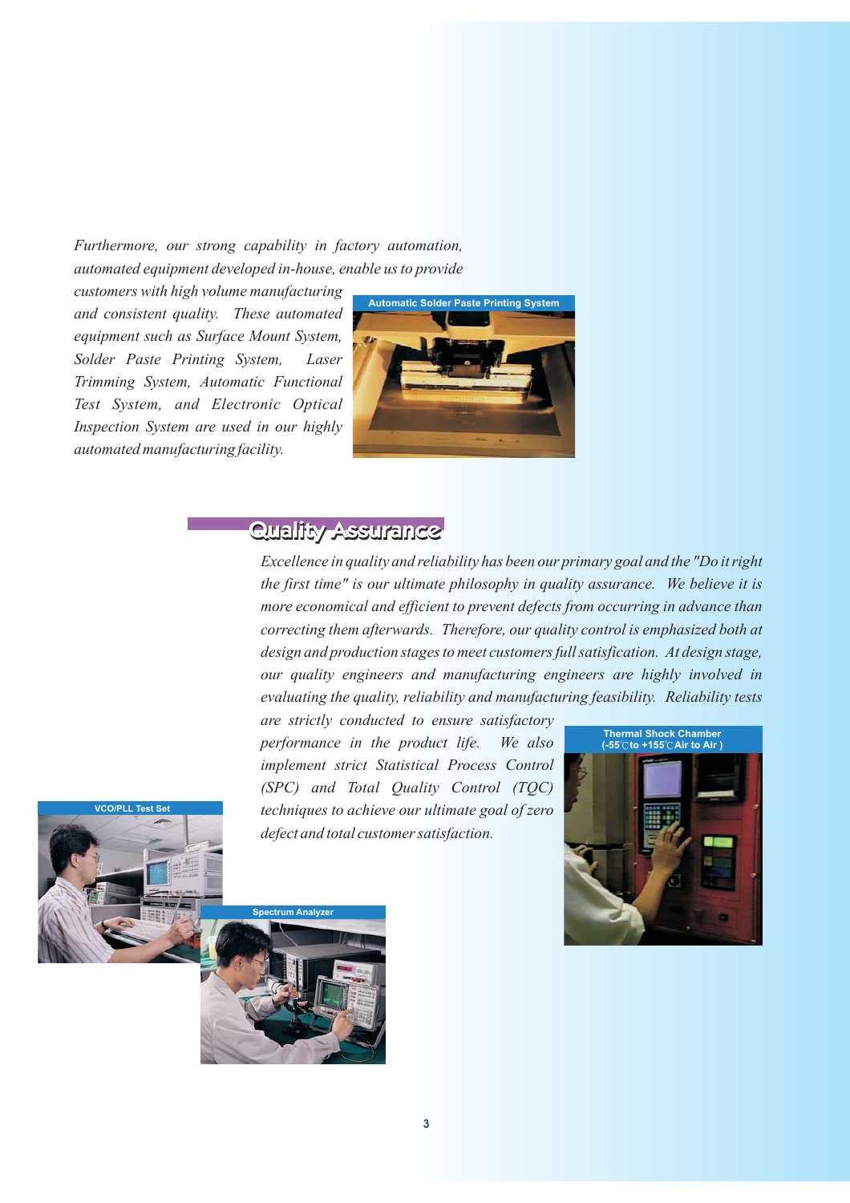*Furthermore, our strong capability in factory automation, automated equipment developed in-house, enable us to provide customers with high volume manufacturing and consistent quality. These automated equipment such as Surface Mount System, Solder Paste Printing System, Laser Trimming System, Automatic Functional Test System, and Electronic Optical Inspection System are used in our highly automated manufacturing facility.*

**Automatic Solder Paste Printing System**

## Quality Assurance

*Excellence in quality and reliability has been our primary goal and the "Do it right the first time" is our ultimate philosophy in quality assurance. We believe it is more economical and efficient to prevent defects from occurring in advance than correcting them afterwards. Therefore, our quality control is emphasized both at design and production stages to meet customers full satisfication. At design stage, our quality engineers and manufacturing engineers are highly involved in evaluating the quality, reliability and manufacturing feasibility. Reliability tests are strictly conducted to ensure satisfactory performance in the product life. We also implement strict Statistical Process Control (SPC) and Total Quality Control (TQC) techniques to achieve our ultimate goal of zero defect and total customer satisfaction.*

**Thermal Shock Chamber (-55℃ to +155℃ Air to Air )**

**VCO/PLL Test Set**

**Spectrum Analyzer**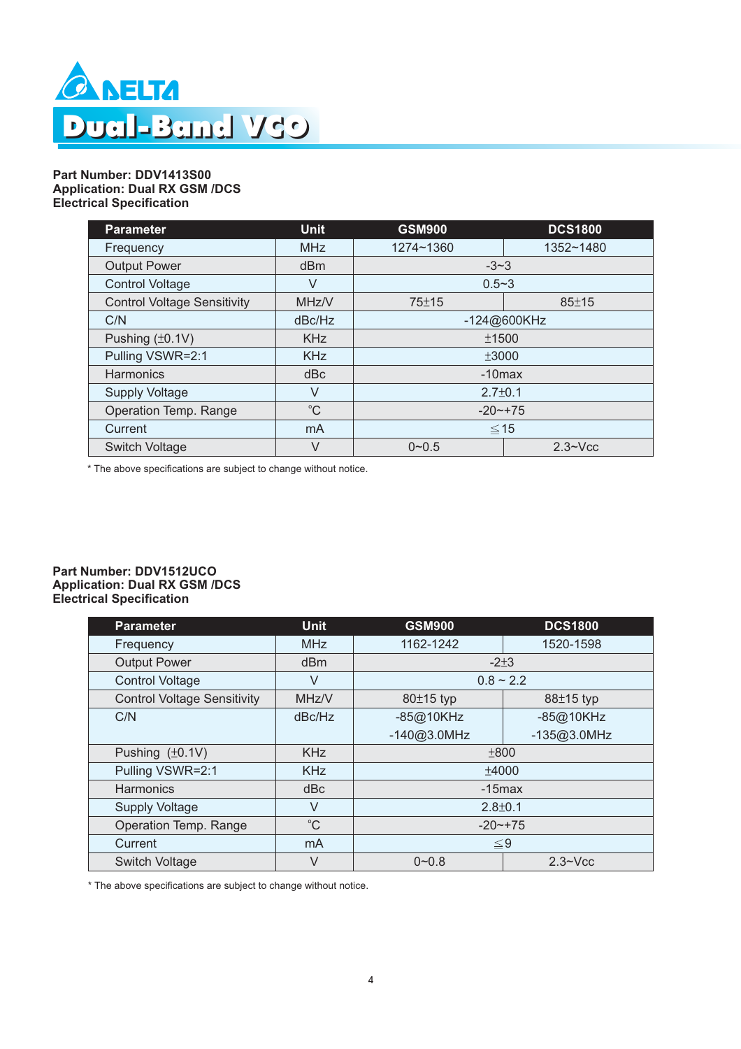# DELTA

## Dual-Band VCO

**Part Number: DDV1413S00**
**Application: Dual RX GSM /DCS**
**Electrical Specification**

| Parameter | Unit | GSM900 | DCS1800 |
|---|---|---|---|
| Frequency | MHz | 1274~1360 | 1352~1480 |
| Output Power | dBm | -3~3 | |
| Control Voltage | V | 0.5~3 | |
| Control Voltage Sensitivity | MHz/V | 75±15 | 85±15 |
| C/N | dBc/Hz | -124@600KHz | |
| Pushing (±0.1V) | KHz | ±1500 | |
| Pulling VSWR=2:1 | KHz | ±3000 | |
| Harmonics | dBc | -10max | |
| Supply Voltage | V | 2.7±0.1 | |
| Operation Temp. Range | ℃ | -20~+75 | |
| Current | mA | ≦15 | |
| Switch Voltage | V | 0~0.5 | 2.3~Vcc |

* The above specifications are subject to change without notice.

**Part Number: DDV1512UCO**
**Application: Dual RX GSM /DCS**
**Electrical Specification**

| Parameter | Unit | GSM900 | DCS1800 |
|---|---|---|---|
| Frequency | MHz | 1162-1242 | 1520-1598 |
| Output Power | dBm | -2±3 | |
| Control Voltage | V | 0.8 ~ 2.2 | |
| Control Voltage Sensitivity | MHz/V | 80±15 typ | 88±15 typ |
| C/N | dBc/Hz | -85@10KHz<br>-140@3.0MHz | -85@10KHz<br>-135@3.0MHz |
| Pushing (±0.1V) | KHz | ±800 | |
| Pulling VSWR=2:1 | KHz | ±4000 | |
| Harmonics | dBc | -15max | |
| Supply Voltage | V | 2.8±0.1 | |
| Operation Temp. Range | ℃ | -20~+75 | |
| Current | mA | ≦9 | |
| Switch Voltage | V | 0~0.8 | 2.3~Vcc |

* The above specifications are subject to change without notice.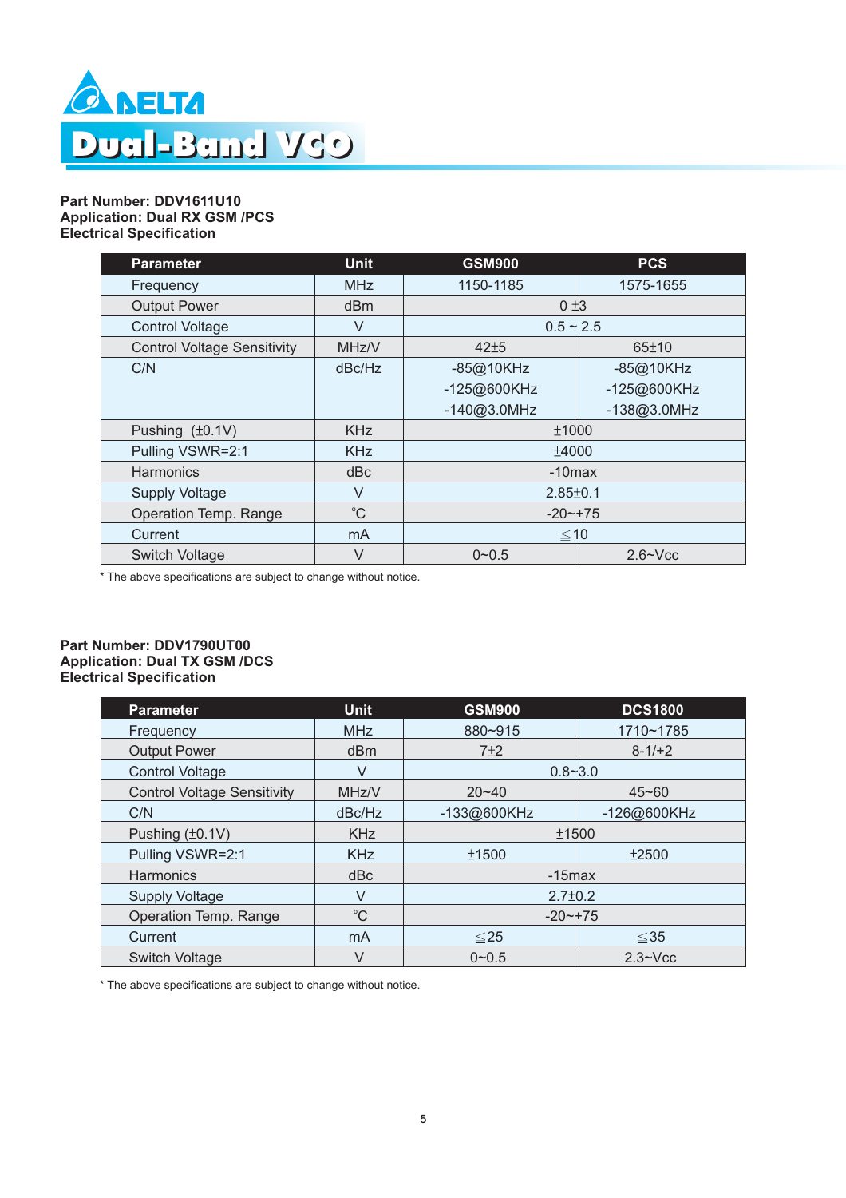# DELTA

## Dual-Band VCO

**Part Number: DDV1611U10**
**Application: Dual RX GSM /PCS**
**Electrical Specification**

| Parameter | Unit | GSM900 | PCS |
|---|---|---|---|
| Frequency | MHz | 1150-1185 | 1575-1655 |
| Output Power | dBm | 0 ±3 | |
| Control Voltage | V | 0.5 ~ 2.5 | |
| Control Voltage Sensitivity | MHz/V | 42±5 | 65±10 |
| C/N | dBc/Hz | -85@10KHz<br>-125@600KHz<br>-140@3.0MHz | -85@10KHz<br>-125@600KHz<br>-138@3.0MHz |
| Pushing (±0.1V) | KHz | ±1000 | |
| Pulling VSWR=2:1 | KHz | ±4000 | |
| Harmonics | dBc | -10max | |
| Supply Voltage | V | 2.85±0.1 | |
| Operation Temp. Range | ℃ | -20~+75 | |
| Current | mA | ≦10 | |
| Switch Voltage | V | 0~0.5 | 2.6~Vcc |

* The above specifications are subject to change without notice.

**Part Number: DDV1790UT00**
**Application: Dual TX GSM /DCS**
**Electrical Specification**

| Parameter | Unit | GSM900 | DCS1800 |
|---|---|---|---|
| Frequency | MHz | 880~915 | 1710~1785 |
| Output Power | dBm | 7±2 | 8-1/+2 |
| Control Voltage | V | 0.8~3.0 | |
| Control Voltage Sensitivity | MHz/V | 20~40 | 45~60 |
| C/N | dBc/Hz | -133@600KHz | -126@600KHz |
| Pushing (±0.1V) | KHz | ±1500 | |
| Pulling VSWR=2:1 | KHz | ±1500 | ±2500 |
| Harmonics | dBc | -15max | |
| Supply Voltage | V | 2.7±0.2 | |
| Operation Temp. Range | ℃ | -20~+75 | |
| Current | mA | ≦25 | ≦35 |
| Switch Voltage | V | 0~0.5 | 2.3~Vcc |

* The above specifications are subject to change without notice.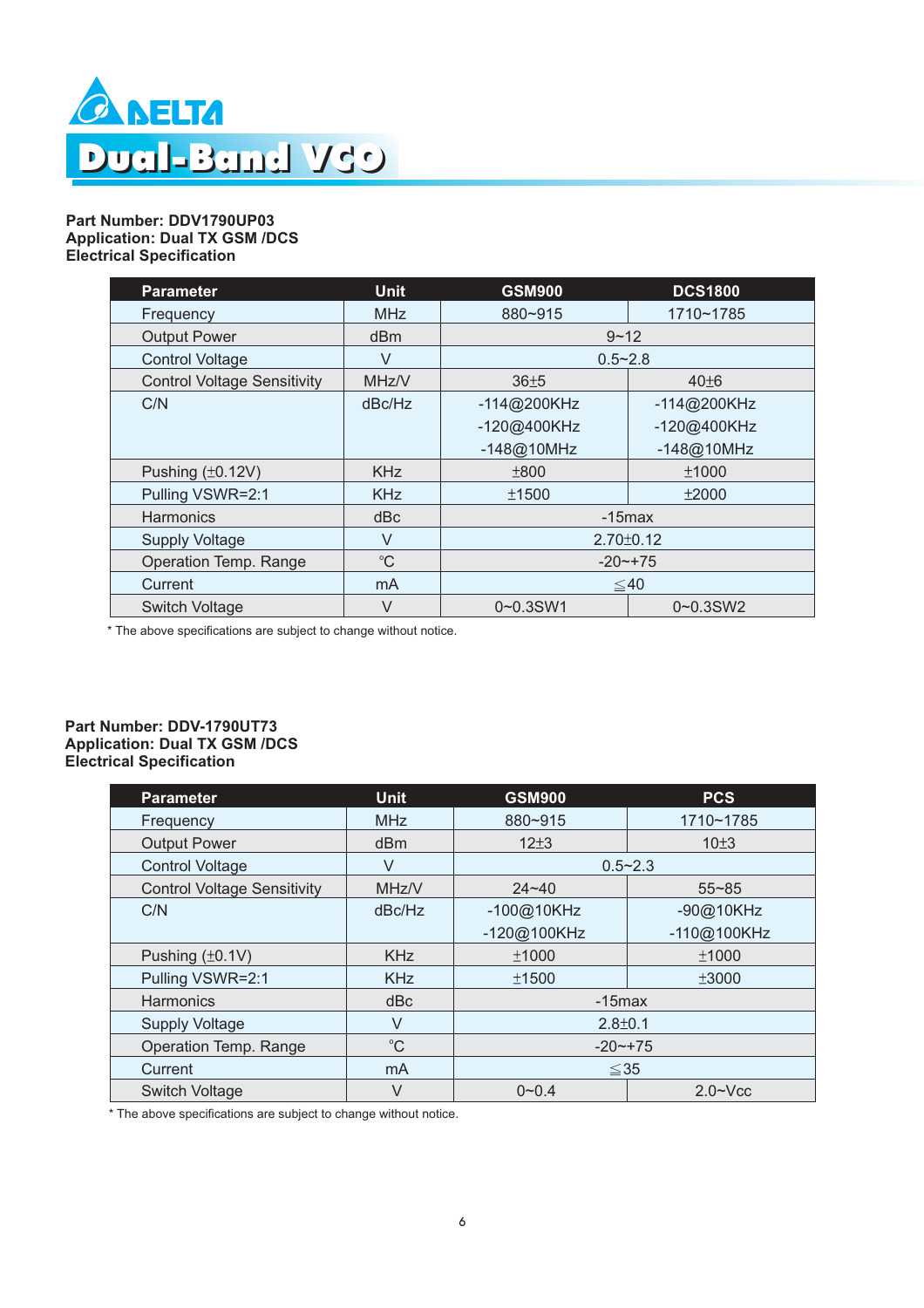# DELTA

# Dual-Band VCO

**Part Number: DDV1790UP03**
**Application: Dual TX GSM /DCS**
**Electrical Specification**

| Parameter | Unit | GSM900 | DCS1800 |
|---|---|---|---|
| Frequency | MHz | 880~915 | 1710~1785 |
| Output Power | dBm | 9~12 | |
| Control Voltage | V | 0.5~2.8 | |
| Control Voltage Sensitivity | MHz/V | 36±5 | 40±6 |
| C/N | dBc/Hz | -114@200KHz<br>-120@400KHz<br>-148@10MHz | -114@200KHz<br>-120@400KHz<br>-148@10MHz |
| Pushing (±0.12V) | KHz | ±800 | ±1000 |
| Pulling VSWR=2:1 | KHz | ±1500 | ±2000 |
| Harmonics | dBc | -15max | |
| Supply Voltage | V | 2.70±0.12 | |
| Operation Temp. Range | °C | -20~+75 | |
| Current | mA | ≦40 | |
| Switch Voltage | V | 0~0.3SW1 | 0~0.3SW2 |

* The above specifications are subject to change without notice.

**Part Number: DDV-1790UT73**
**Application: Dual TX GSM /DCS**
**Electrical Specification**

| Parameter | Unit | GSM900 | PCS |
|---|---|---|---|
| Frequency | MHz | 880~915 | 1710~1785 |
| Output Power | dBm | 12±3 | 10±3 |
| Control Voltage | V | 0.5~2.3 | |
| Control Voltage Sensitivity | MHz/V | 24~40 | 55~85 |
| C/N | dBc/Hz | -100@10KHz<br>-120@100KHz | -90@10KHz<br>-110@100KHz |
| Pushing (±0.1V) | KHz | ±1000 | ±1000 |
| Pulling VSWR=2:1 | KHz | ±1500 | ±3000 |
| Harmonics | dBc | -15max | |
| Supply Voltage | V | 2.8±0.1 | |
| Operation Temp. Range | °C | -20~+75 | |
| Current | mA | ≦35 | |
| Switch Voltage | V | 0~0.4 | 2.0~Vcc |

* The above specifications are subject to change without notice.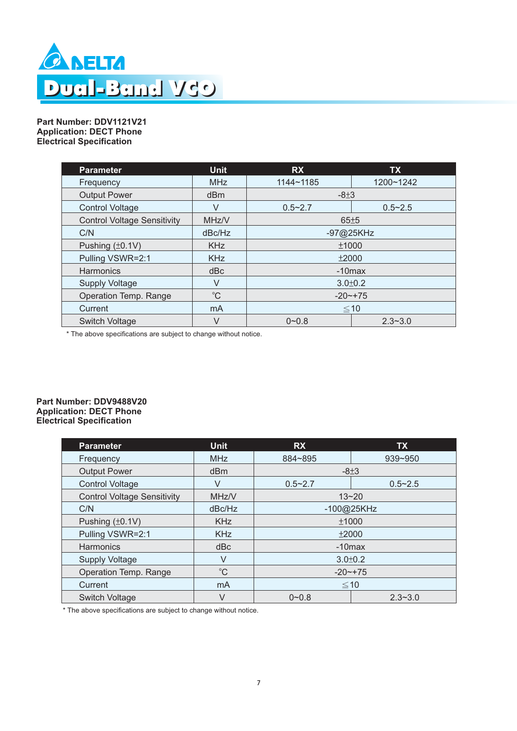# DELTA

## Dual-Band VCO

**Part Number: DDV1121V21**
**Application: DECT Phone**
**Electrical Specification**

| Parameter | Unit | RX | TX |
|---|---|---|---|
| Frequency | MHz | 1144~1185 | 1200~1242 |
| Output Power | dBm | -8±3 | |
| Control Voltage | V | 0.5~2.7 | 0.5~2.5 |
| Control Voltage Sensitivity | MHz/V | 65±5 | |
| C/N | dBc/Hz | -97@25KHz | |
| Pushing (±0.1V) | KHz | ±1000 | |
| Pulling VSWR=2:1 | KHz | ±2000 | |
| Harmonics | dBc | -10max | |
| Supply Voltage | V | 3.0±0.2 | |
| Operation Temp. Range | °C | -20~+75 | |
| Current | mA | ≦10 | |
| Switch Voltage | V | 0~0.8 | 2.3~3.0 |

* The above specifications are subject to change without notice.

**Part Number: DDV9488V20**
**Application: DECT Phone**
**Electrical Specification**

| Parameter | Unit | RX | TX |
|---|---|---|---|
| Frequency | MHz | 884~895 | 939~950 |
| Output Power | dBm | -8±3 | |
| Control Voltage | V | 0.5~2.7 | 0.5~2.5 |
| Control Voltage Sensitivity | MHz/V | 13~20 | |
| C/N | dBc/Hz | -100@25KHz | |
| Pushing (±0.1V) | KHz | ±1000 | |
| Pulling VSWR=2:1 | KHz | ±2000 | |
| Harmonics | dBc | -10max | |
| Supply Voltage | V | 3.0±0.2 | |
| Operation Temp. Range | °C | -20~+75 | |
| Current | mA | ≦10 | |
| Switch Voltage | V | 0~0.8 | 2.3~3.0 |

* The above specifications are subject to change without notice.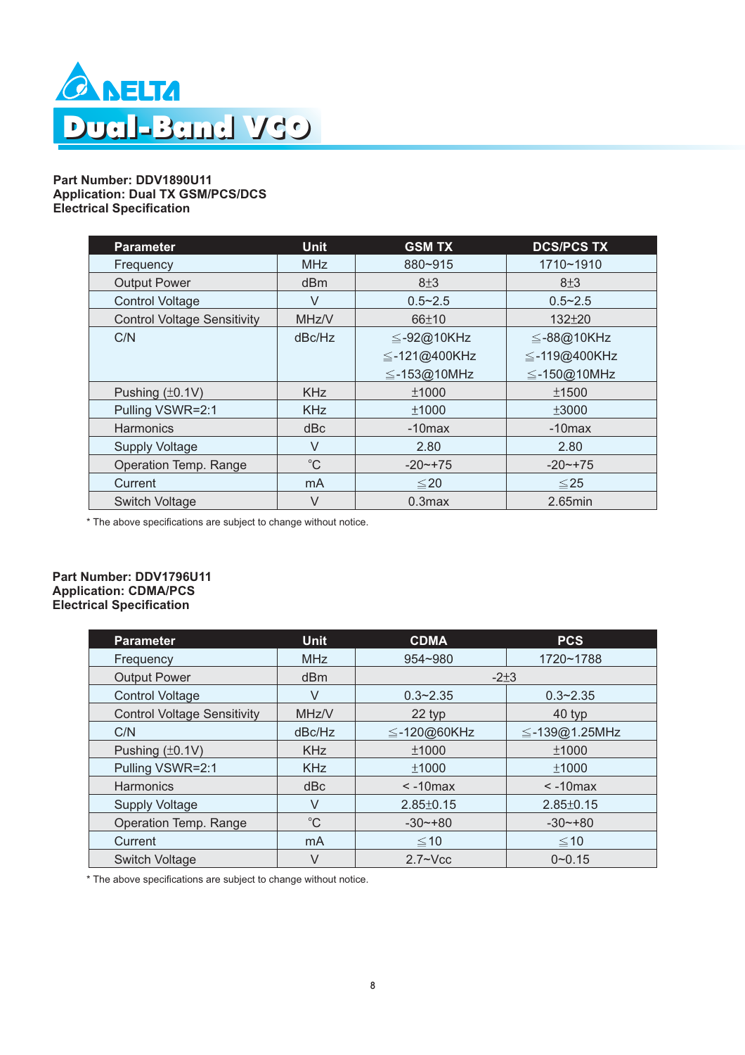# DELTA

## Dual-Band VCO

**Part Number: DDV1890U11**
**Application: Dual TX GSM/PCS/DCS**
**Electrical Specification**

| Parameter | Unit | GSM TX | DCS/PCS TX |
|---|---|---|---|
| Frequency | MHz | 880~915 | 1710~1910 |
| Output Power | dBm | 8±3 | 8±3 |
| Control Voltage | V | 0.5~2.5 | 0.5~2.5 |
| Control Voltage Sensitivity | MHz/V | 66±10 | 132±20 |
| C/N | dBc/Hz | ≦-92@10KHz<br>≦-121@400KHz<br>≦-153@10MHz | ≦-88@10KHz<br>≦-119@400KHz<br>≦-150@10MHz |
| Pushing (±0.1V) | KHz | ±1000 | ±1500 |
| Pulling VSWR=2:1 | KHz | ±1000 | ±3000 |
| Harmonics | dBc | -10max | -10max |
| Supply Voltage | V | 2.80 | 2.80 |
| Operation Temp. Range | ℃ | -20~+75 | -20~+75 |
| Current | mA | ≦20 | ≦25 |
| Switch Voltage | V | 0.3max | 2.65min |

\* The above specifications are subject to change without notice.

**Part Number: DDV1796U11**
**Application: CDMA/PCS**
**Electrical Specification**

| Parameter | Unit | CDMA | PCS |
|---|---|---|---|
| Frequency | MHz | 954~980 | 1720~1788 |
| Output Power | dBm | -2±3 | |
| Control Voltage | V | 0.3~2.35 | 0.3~2.35 |
| Control Voltage Sensitivity | MHz/V | 22 typ | 40 typ |
| C/N | dBc/Hz | ≦-120@60KHz | ≦-139@1.25MHz |
| Pushing (±0.1V) | KHz | ±1000 | ±1000 |
| Pulling VSWR=2:1 | KHz | ±1000 | ±1000 |
| Harmonics | dBc | < -10max | < -10max |
| Supply Voltage | V | 2.85±0.15 | 2.85±0.15 |
| Operation Temp. Range | ℃ | -30~+80 | -30~+80 |
| Current | mA | ≦10 | ≦10 |
| Switch Voltage | V | 2.7~Vcc | 0~0.15 |

\* The above specifications are subject to change without notice.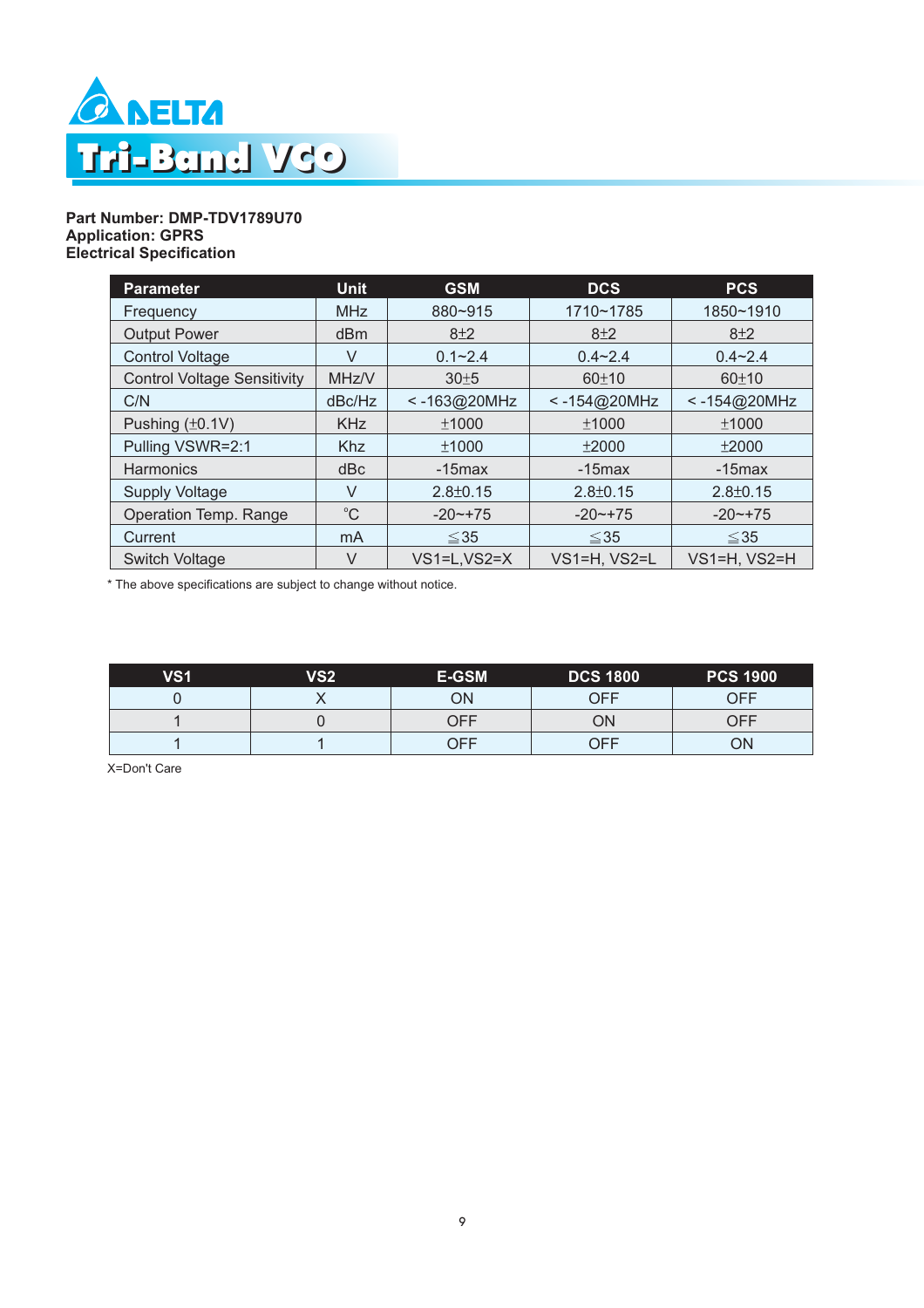DELTA

# Tri-Band VCO

**Part Number: DMP-TDV1789U70**
**Application: GPRS**
**Electrical Specification**

| Parameter | Unit | GSM | DCS | PCS |
|---|---|---|---|---|
| Frequency | MHz | 880~915 | 1710~1785 | 1850~1910 |
| Output Power | dBm | 8±2 | 8±2 | 8±2 |
| Control Voltage | V | 0.1~2.4 | 0.4~2.4 | 0.4~2.4 |
| Control Voltage Sensitivity | MHz/V | 30±5 | 60±10 | 60±10 |
| C/N | dBc/Hz | < -163@20MHz | < -154@20MHz | < -154@20MHz |
| Pushing (±0.1V) | KHz | ±1000 | ±1000 | ±1000 |
| Pulling VSWR=2:1 | Khz | ±1000 | ±2000 | ±2000 |
| Harmonics | dBc | -15max | -15max | -15max |
| Supply Voltage | V | 2.8±0.15 | 2.8±0.15 | 2.8±0.15 |
| Operation Temp. Range | °C | -20~+75 | -20~+75 | -20~+75 |
| Current | mA | ≦35 | ≦35 | ≦35 |
| Switch Voltage | V | VS1=L,VS2=X | VS1=H, VS2=L | VS1=H, VS2=H |

* The above specifications are subject to change without notice.

| VS1 | VS2 | E-GSM | DCS 1800 | PCS 1900 |
|---|---|---|---|---|
| 0 | X | ON | OFF | OFF |
| 1 | 0 | OFF | ON | OFF |
| 1 | 1 | OFF | OFF | ON |

X=Don't Care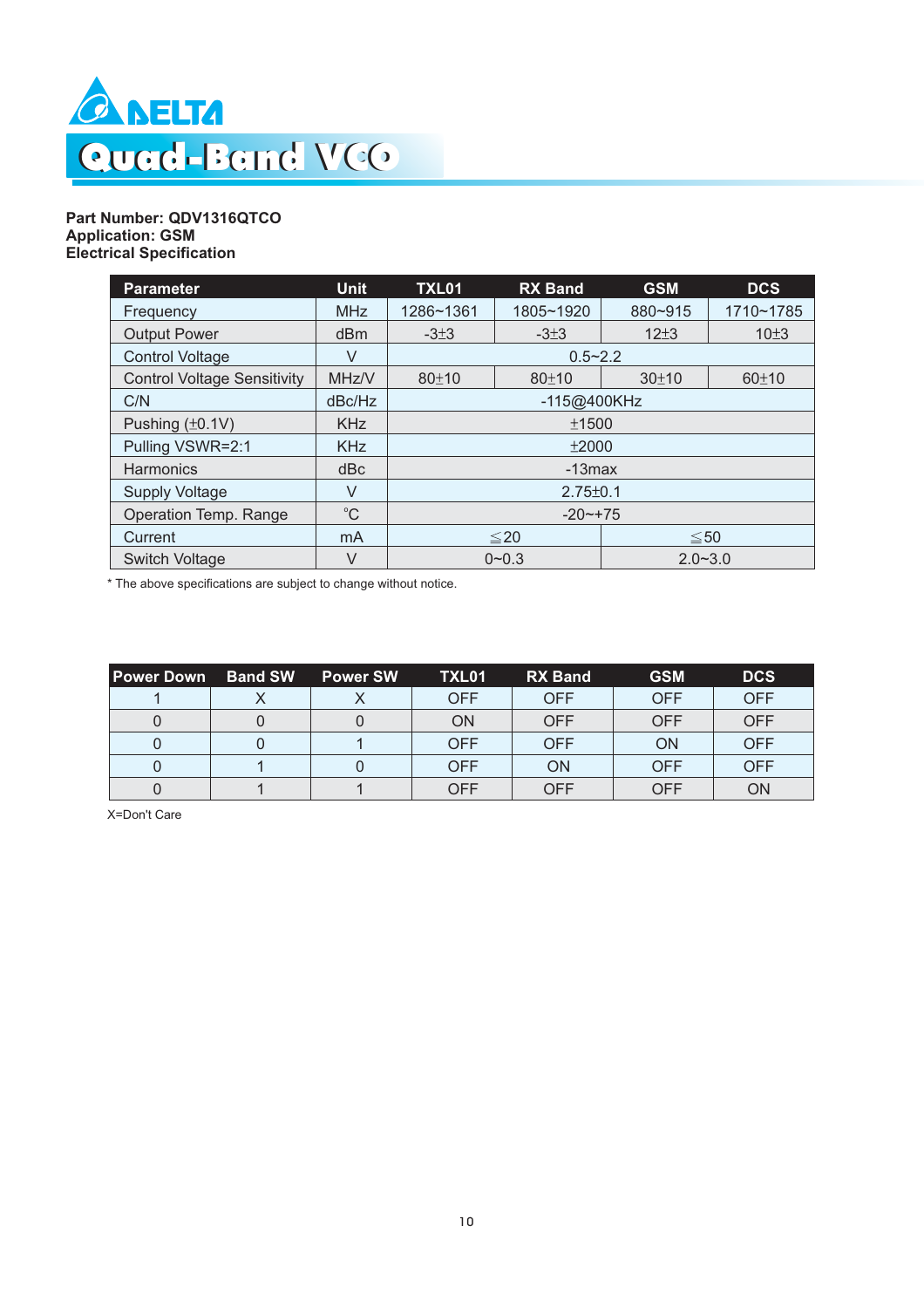# DELTA

## Quad-Band VCO

**Part Number: QDV1316QTCO**
**Application: GSM**
**Electrical Specification**

| Parameter | Unit | TXL01 | RX Band | GSM | DCS |
|---|---|---|---|---|---|
| Frequency | MHz | 1286~1361 | 1805~1920 | 880~915 | 1710~1785 |
| Output Power | dBm | -3±3 | -3±3 | 12±3 | 10±3 |
| Control Voltage | V | 0.5~2.2 | | | |
| Control Voltage Sensitivity | MHz/V | 80±10 | 80±10 | 30±10 | 60±10 |
| C/N | dBc/Hz | -115@400KHz | | | |
| Pushing (±0.1V) | KHz | ±1500 | | | |
| Pulling VSWR=2:1 | KHz | ±2000 | | | |
| Harmonics | dBc | -13max | | | |
| Supply Voltage | V | 2.75±0.1 | | | |
| Operation Temp. Range | °C | -20~+75 | | | |
| Current | mA | ≦20 | | ≦50 | |
| Switch Voltage | V | 0~0.3 | | 2.0~3.0 | |

* The above specifications are subject to change without notice.

| Power Down | Band SW | Power SW | TXL01 | RX Band | GSM | DCS |
|---|---|---|---|---|---|---|
| 1 | X | X | OFF | OFF | OFF | OFF |
| 0 | 0 | 0 | ON | OFF | OFF | OFF |
| 0 | 0 | 1 | OFF | OFF | ON | OFF |
| 0 | 1 | 0 | OFF | ON | OFF | OFF |
| 0 | 1 | 1 | OFF | OFF | OFF | ON |

X=Don't Care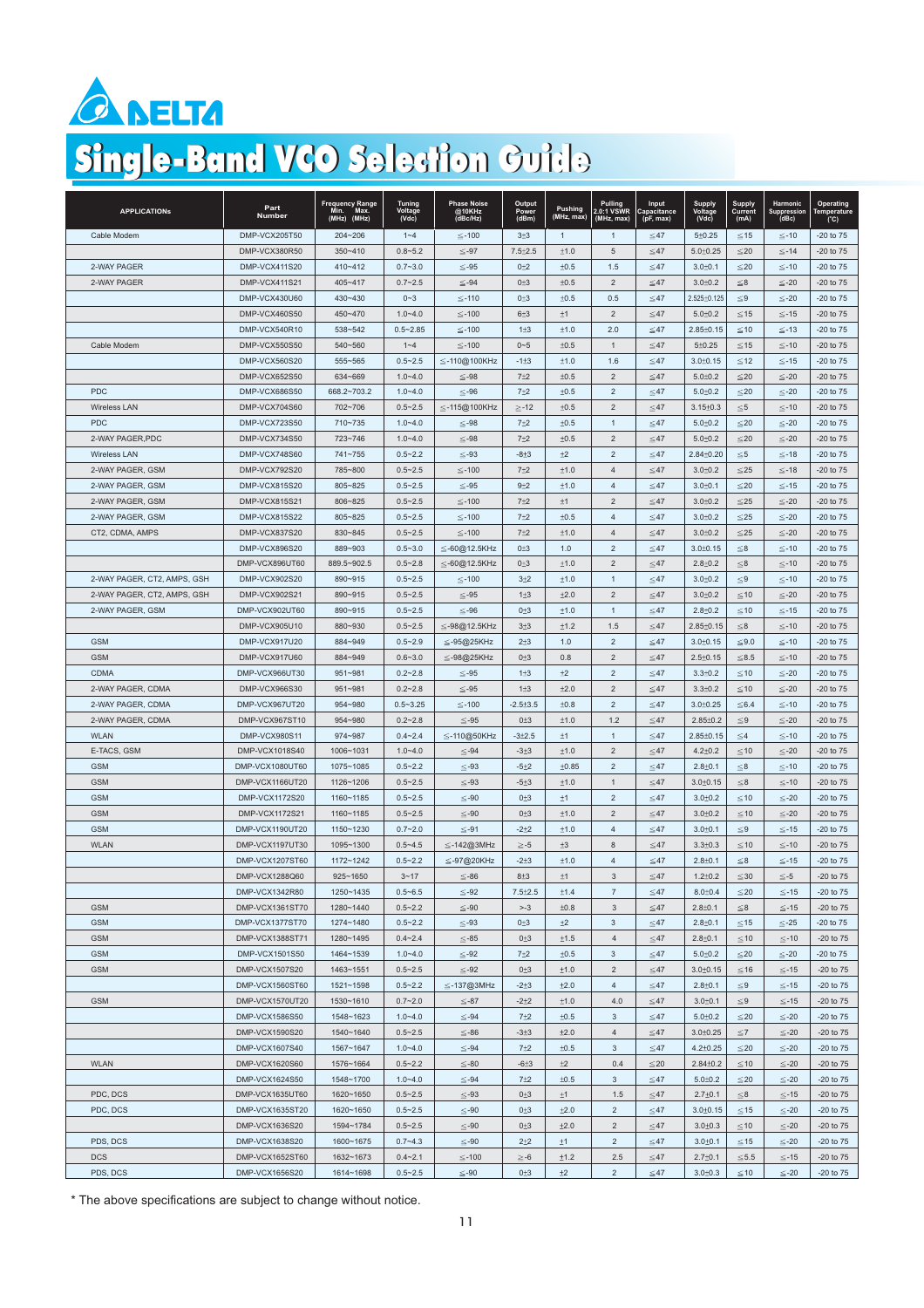# DELTA

# Single-Band VCO Selection Guide

| APPLICATIONs | Part Number | Frequency Range Min. Max. (MHz) (MHz) | Tuning Voltage (Vdc) | Phase Noise @10KHz (dBc/Hz) | Output Power (dBm) | Pushing (MHz, max) | Pulling 2.0:1 VSWR (MHz, max) | Input Capacitance (pF, max) | Supply Voltage (Vdc) | Supply Current (mA) | Harmonic Suppression (dBc) | Operating Temperature (°C) |
|---|---|---|---|---|---|---|---|---|---|---|---|---|
| Cable Modem | DMP-VCX205T50 | 204~206 | 1~4 | ≤-100 | 3±3 | 1 | 1 | ≤47 | 5±0.25 | ≤15 | ≤-10 | -20 to 75 |
| | DMP-VCX380R50 | 350~410 | 0.8~5.2 | ≤-97 | 7.5±2.5 | ±1.0 | 5 | ≤47 | 5.0±0.25 | ≤20 | ≤-14 | -20 to 75 |
| 2-WAY PAGER | DMP-VCX411S20 | 410~412 | 0.7~3.0 | ≤-95 | 0±2 | ±0.5 | 1.5 | ≤47 | 3.0±0.1 | ≤20 | ≤-10 | -20 to 75 |
| 2-WAY PAGER | DMP-VCX411S21 | 405~417 | 0.7~2.5 | ≤-94 | 0±3 | ±0.5 | 2 | ≤47 | 3.0±0.2 | ≤8 | ≤-20 | -20 to 75 |
| | DMP-VCX430U60 | 430~430 | 0~3 | ≤-110 | 0±3 | ±0.5 | 0.5 | ≤47 | 2.525±0.125 | ≤9 | ≤-20 | -20 to 75 |
| | DMP-VCX460S50 | 450~470 | 1.0~4.0 | ≤-100 | 6±3 | ±1 | 2 | ≤47 | 5.0±0.2 | ≤15 | ≤-15 | -20 to 75 |
| | DMP-VCX540R10 | 538~542 | 0.5~2.85 | ≤-100 | 1±3 | ±1.0 | 2.0 | ≤47 | 2.85±0.15 | ≤10 | ≤-13 | -20 to 75 |
| Cable Modem | DMP-VCX550S50 | 540~560 | 1~4 | ≤-100 | 0~5 | ±0.5 | 1 | ≤47 | 5±0.25 | ≤15 | ≤-10 | -20 to 75 |
| | DMP-VCX560S20 | 555~565 | 0.5~2.5 | ≤-110@100KHz | -1±3 | ±1.0 | 1.6 | ≤47 | 3.0±0.15 | ≤12 | ≤-15 | -20 to 75 |
| | DMP-VCX652S50 | 634~669 | 1.0~4.0 | ≤-98 | 7±2 | ±0.5 | 2 | ≤47 | 5.0±0.2 | ≤20 | ≤-20 | -20 to 75 |
| PDC | DMP-VCX686S50 | 668.2~703.2 | 1.0~4.0 | ≤-96 | 7±2 | ±0.5 | 2 | ≤47 | 5.0±0.2 | ≤20 | ≤-20 | -20 to 75 |
| Wireless LAN | DMP-VCX704S60 | 702~706 | 0.5~2.5 | ≤-115@100KHz | ≥-12 | ±0.5 | 2 | ≤47 | 3.15±0.3 | ≤5 | ≤-10 | -20 to 75 |
| PDC | DMP-VCX723S50 | 710~735 | 1.0~4.0 | ≤-98 | 7±2 | ±0.5 | 1 | ≤47 | 5.0±0.2 | ≤20 | ≤-20 | -20 to 75 |
| 2-WAY PAGER,PDC | DMP-VCX734S50 | 723~746 | 1.0~4.0 | ≤-98 | 7±2 | ±0.5 | 2 | ≤47 | 5.0±0.2 | ≤20 | ≤-20 | -20 to 75 |
| Wireless LAN | DMP-VCX748S60 | 741~755 | 0.5~2.2 | ≤-93 | -8±3 | ±2 | 2 | ≤47 | 2.84±0.20 | ≤5 | ≤-18 | -20 to 75 |
| 2-WAY PAGER, GSM | DMP-VCX792S20 | 785~800 | 0.5~2.5 | ≤-100 | 7±2 | ±1.0 | 4 | ≤47 | 3.0±0.2 | ≤25 | ≤-18 | -20 to 75 |
| 2-WAY PAGER, GSM | DMP-VCX815S20 | 805~825 | 0.5~2.5 | ≤-95 | 9±2 | ±1.0 | 4 | ≤47 | 3.0±0.1 | ≤20 | ≤-15 | -20 to 75 |
| 2-WAY PAGER, GSM | DMP-VCX815S21 | 806~825 | 0.5~2.5 | ≤-100 | 7±2 | ±1 | 2 | ≤47 | 3.0±0.2 | ≤25 | ≤-20 | -20 to 75 |
| 2-WAY PAGER, GSM | DMP-VCX815S22 | 805~825 | 0.5~2.5 | ≤-100 | 7±2 | ±0.5 | 4 | ≤47 | 3.0±0.2 | ≤25 | ≤-20 | -20 to 75 |
| CT2, CDMA, AMPS | DMP-VCX837S20 | 830~845 | 0.5~2.5 | ≤-100 | 7±2 | ±1.0 | 4 | ≤47 | 3.0±0.2 | ≤25 | ≤-20 | -20 to 75 |
| | DMP-VCX896S20 | 889~903 | 0.5~3.0 | ≤-60@12.5KHz | 0±3 | 1.0 | 2 | ≤47 | 3.0±0.15 | ≤8 | ≤-10 | -20 to 75 |
| | DMP-VCX896UT60 | 889.5~902.5 | 0.5~2.8 | ≤-60@12.5KHz | 0±3 | ±1.0 | 2 | ≤47 | 2.8±0.2 | ≤8 | ≤-10 | -20 to 75 |
| 2-WAY PAGER, CT2, AMPS, GSH | DMP-VCX902S20 | 890~915 | 0.5~2.5 | ≤-100 | 3±2 | ±1.0 | 1 | ≤47 | 3.0±0.2 | ≤9 | ≤-10 | -20 to 75 |
| 2-WAY PAGER, CT2, AMPS, GSH | DMP-VCX902S21 | 890~915 | 0.5~2.5 | ≤-95 | 1±3 | ±2.0 | 2 | ≤47 | 3.0±0.2 | ≤10 | ≤-20 | -20 to 75 |
| 2-WAY PAGER, GSM | DMP-VCX902UT60 | 890~915 | 0.5~2.5 | ≤-96 | 0±3 | ±1.0 | 1 | ≤47 | 2.8±0.2 | ≤10 | ≤-15 | -20 to 75 |
| | DMP-VCX905U10 | 880~930 | 0.5~2.5 | ≤-98@12.5KHz | 3±3 | ±1.2 | 1.5 | ≤47 | 2.85±0.15 | ≤8 | ≤-10 | -20 to 75 |
| GSM | DMP-VCX917U20 | 884~949 | 0.5~2.9 | ≤-95@25KHz | 2±3 | 1.0 | 2 | ≤47 | 3.0±0.15 | ≤9.0 | ≤-10 | -20 to 75 |
| GSM | DMP-VCX917U60 | 884~949 | 0.6~3.0 | ≤-98@25KHz | 0±3 | 0.8 | 2 | ≤47 | 2.5±0.15 | ≤8.5 | ≤-10 | -20 to 75 |
| CDMA | DMP-VCX966UT30 | 951~981 | 0.2~2.8 | ≤-95 | 1±3 | ±2 | 2 | ≤47 | 3.3±0.2 | ≤10 | ≤-20 | -20 to 75 |
| 2-WAY PAGER, CDMA | DMP-VCX966S30 | 951~981 | 0.2~2.8 | ≤-95 | 1±3 | ±2.0 | 2 | ≤47 | 3.3±0.2 | ≤10 | ≤-20 | -20 to 75 |
| 2-WAY PAGER, CDMA | DMP-VCX967UT20 | 954~980 | 0.5~3.25 | ≤-100 | -2.5±3.5 | ±0.8 | 2 | ≤47 | 3.0±0.25 | ≤6.4 | ≤-10 | -20 to 75 |
| 2-WAY PAGER, CDMA | DMP-VCX967ST10 | 954~980 | 0.2~2.8 | ≤-95 | 0±3 | ±1.0 | 1.2 | ≤47 | 2.85±0.2 | ≤9 | ≤-20 | -20 to 75 |
| WLAN | DMP-VCX980S11 | 974~987 | 0.4~2.4 | ≤-110@50KHz | -3±2.5 | ±1 | 1 | ≤47 | 2.85±0.15 | ≤4 | ≤-10 | -20 to 75 |
| E-TACS, GSM | DMP-VCX1018S40 | 1006~1031 | 1.0~4.0 | ≤-94 | -3±3 | ±1.0 | 2 | ≤47 | 4.2±0.2 | ≤10 | ≤-20 | -20 to 75 |
| GSM | DMP-VCX1080UT60 | 1075~1085 | 0.5~2.2 | ≤-93 | -5±2 | ±0.85 | 2 | ≤47 | 2.8±0.1 | ≤8 | ≤-10 | -20 to 75 |
| GSM | DMP-VCX1166UT20 | 1126~1206 | 0.5~2.5 | ≤-93 | -5±3 | ±1.0 | 1 | ≤47 | 3.0±0.15 | ≤8 | ≤-10 | -20 to 75 |
| GSM | DMP-VCX1172S20 | 1160~1185 | 0.5~2.5 | ≤-90 | 0±3 | ±1 | 2 | ≤47 | 3.0±0.2 | ≤10 | ≤-20 | -20 to 75 |
| GSM | DMP-VCX1172S21 | 1160~1185 | 0.5~2.5 | ≤-90 | 0±3 | ±1.0 | 2 | ≤47 | 3.0±0.2 | ≤10 | ≤-20 | -20 to 75 |
| GSM | DMP-VCX1190UT20 | 1150~1230 | 0.7~2.0 | ≤-91 | -2±2 | ±1.0 | 4 | ≤47 | 3.0±0.1 | ≤9 | ≤-15 | -20 to 75 |
| WLAN | DMP-VCX1197UT30 | 1095~1300 | 0.5~4.5 | ≤-142@3MHz | ≥-5 | ±3 | 8 | ≤47 | 3.3±0.3 | ≤10 | ≤-10 | -20 to 75 |
| | DMP-VCX1207ST60 | 1172~1242 | 0.5~2.2 | ≤-97@20KHz | -2±3 | ±1.0 | 4 | ≤47 | 2.8±0.1 | ≤8 | ≤-15 | -20 to 75 |
| | DMP-VCX1288Q60 | 925~1650 | 3~17 | ≤-86 | 8±3 | ±1 | 3 | ≤47 | 1.2±0.2 | ≤30 | ≤-5 | -20 to 75 |
| | DMP-VCX1342R80 | 1250~1435 | 0.5~6.5 | ≤-92 | 7.5±2.5 | ±1.4 | 7 | ≤47 | 8.0±0.4 | ≤20 | ≤-15 | -20 to 75 |
| GSM | DMP-VCX1361ST70 | 1280~1440 | 0.5~2.2 | ≤-90 | >-3 | ±0.8 | 3 | ≤47 | 2.8±0.1 | ≤8 | ≤-15 | -20 to 75 |
| GSM | DMP-VCX1377ST70 | 1274~1480 | 0.5~2.2 | ≤-93 | 0±3 | ±2 | 3 | ≤47 | 2.8±0.1 | ≤15 | ≤-25 | -20 to 75 |
| GSM | DMP-VCX1388ST71 | 1280~1495 | 0.4~2.4 | ≤-85 | 0±3 | ±1.5 | 4 | ≤47 | 2.8±0.1 | ≤10 | ≤-10 | -20 to 75 |
| GSM | DMP-VCX1501S50 | 1464~1539 | 1.0~4.0 | ≤-92 | 7±2 | ±0.5 | 3 | ≤47 | 5.0±0.2 | ≤20 | ≤-20 | -20 to 75 |
| GSM | DMP-VCX1507S20 | 1463~1551 | 0.5~2.5 | ≤-92 | 0±3 | ±1.0 | 2 | ≤47 | 3.0±0.15 | ≤16 | ≤-15 | -20 to 75 |
| | DMP-VCX1560ST60 | 1521~1598 | 0.5~2.2 | ≤-137@3MHz | -2±3 | ±2.0 | 4 | ≤47 | 2.8±0.1 | ≤9 | ≤-15 | -20 to 75 |
| GSM | DMP-VCX1570UT20 | 1530~1610 | 0.7~2.0 | ≤-87 | -2±2 | ±1.0 | 4.0 | ≤47 | 3.0±0.1 | ≤9 | ≤-15 | -20 to 75 |
| | DMP-VCX1586S50 | 1548~1623 | 1.0~4.0 | ≤-94 | 7±2 | ±0.5 | 3 | ≤47 | 5.0±0.2 | ≤20 | ≤-20 | -20 to 75 |
| | DMP-VCX1590S20 | 1540~1640 | 0.5~2.5 | ≤-86 | -3±3 | ±2.0 | 4 | ≤47 | 3.0±0.25 | ≤7 | ≤-20 | -20 to 75 |
| | DMP-VCX1607S40 | 1567~1647 | 1.0~4.0 | ≤-94 | 7±2 | ±0.5 | 3 | ≤47 | 4.2±0.25 | ≤20 | ≤-20 | -20 to 75 |
| WLAN | DMP-VCX1620S60 | 1576~1664 | 0.5~2.2 | ≤-80 | -6±3 | ±2 | 0.4 | ≤20 | 2.84±0.2 | ≤10 | ≤-20 | -20 to 75 |
| | DMP-VCX1624S50 | 1548~1700 | 1.0~4.0 | ≤-94 | 7±2 | ±0.5 | 3 | ≤47 | 5.0±0.2 | ≤20 | ≤-20 | -20 to 75 |
| PDC, DCS | DMP-VCX1635UT60 | 1620~1650 | 0.5~2.5 | ≤-93 | 0±3 | ±1 | 1.5 | ≤47 | 2.7±0.1 | ≤8 | ≤-15 | -20 to 75 |
| PDC, DCS | DMP-VCX1635ST20 | 1620~1650 | 0.5~2.5 | ≤-90 | 0±3 | ±2.0 | 2 | ≤47 | 3.0±0.15 | ≤15 | ≤-20 | -20 to 75 |
| | DMP-VCX1636S20 | 1594~1784 | 0.5~2.5 | ≤-90 | 0±3 | ±2.0 | 2 | ≤47 | 3.0±0.3 | ≤10 | ≤-20 | -20 to 75 |
| PDS, DCS | DMP-VCX1638S20 | 1600~1675 | 0.7~4.3 | ≤-90 | 2±2 | ±1 | 2 | ≤47 | 3.0±0.1 | ≤15 | ≤-20 | -20 to 75 |
| DCS | DMP-VCX1652ST60 | 1632~1673 | 0.4~2.1 | ≤-100 | ≥-6 | ±1.2 | 2.5 | ≤47 | 2.7±0.1 | ≤5.5 | ≤-15 | -20 to 75 |
| PDS, DCS | DMP-VCX1656S20 | 1614~1698 | 0.5~2.5 | ≤-90 | 0±3 | ±2 | 2 | ≤47 | 3.0±0.3 | ≤10 | ≤-20 | -20 to 75 |

\* The above specifications are subject to change without notice.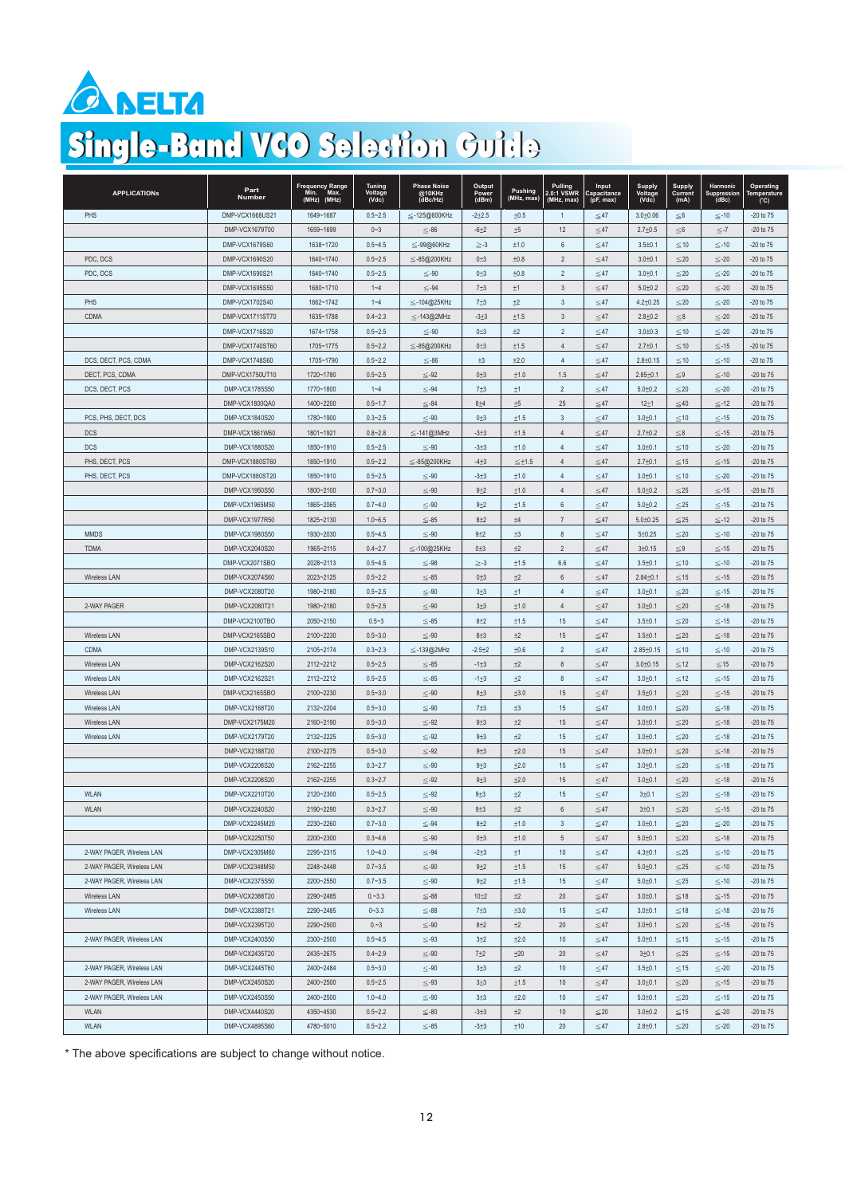# DELTA

# Single-Band VCO Selection Guide

| APPLICATIONs | Part Number | Frequency Range Min. Max. (MHz) (MHz) | Tuning Voltage (Vdc) | Phase Noise @10KHz (dBc/Hz) | Output Power (dBm) | Pushing (MHz, max) | Pulling 2.0:1 VSWR (MHz, max) | Input Capacitance (pF, max) | Supply Voltage (Vdc) | Supply Current (mA) | Harmonic Suppression (dBc) | Operating Temperature (°C) |
|---|---|---|---|---|---|---|---|---|---|---|---|---|
| PHS | DMP-VCX1668US21 | 1649~1687 | 0.5~2.5 | ≦-125@600KHz | -2±2.5 | ±0.5 | 1 | ≦47 | 3.0±0.06 | ≦6 | ≦-10 | -20 to 75 |
| | DMP-VCX1679T00 | 1659~1699 | 0~3 | ≦-86 | -6±2 | ±5 | 12 | ≦47 | 2.7±0.5 | ≦6 | ≦-7 | -20 to 75 |
| | DMP-VCX1679S60 | 1638~1720 | 0.5~4.5 | ≦-99@60KHz | ≧-3 | ±1.0 | 6 | ≦47 | 3.5±0.1 | ≦10 | ≦-10 | -20 to 75 |
| PDC, DCS | DMP-VCX1690S20 | 1640~1740 | 0.5~2.5 | ≦-85@200KHz | 0±3 | ±0.8 | 2 | ≦47 | 3.0±0.1 | ≦20 | ≦-20 | -20 to 75 |
| PDC, DCS | DMP-VCX1690S21 | 1640~1740 | 0.5~2.5 | ≦-90 | 0±3 | ±0.8 | 2 | ≦47 | 3.0±0.1 | ≦20 | ≦-20 | -20 to 75 |
| | DMP-VCX1695S50 | 1680~1710 | 1~4 | ≦-94 | 7±3 | ±1 | 3 | ≦47 | 5.0±0.2 | ≦20 | ≦-20 | -20 to 75 |
| PHS | DMP-VCX1702S40 | 1662~1742 | 1~4 | ≦-104@25KHz | 7±3 | ±2 | 3 | ≦47 | 4.2±0.25 | ≦20 | ≦-20 | -20 to 75 |
| CDMA | DMP-VCX1711ST70 | 1635~1788 | 0.4~2.3 | ≦-143@2MHz | -3±3 | ±1.5 | 3 | ≦47 | 2.8±0.2 | ≦8 | ≦-20 | -20 to 75 |
| | DMP-VCX1716S20 | 1674~1758 | 0.5~2.5 | ≦-90 | 0±3 | ±2 | 2 | ≦47 | 3.0±0.3 | ≦10 | ≦-20 | -20 to 75 |
| | DMP-VCX1740ST60 | 1705~1775 | 0.5~2.2 | ≦-85@200KHz | 0±3 | ±1.5 | 4 | ≦47 | 2.7±0.1 | ≦10 | ≦-15 | -20 to 75 |
| DCS, DECT, PCS, CDMA | DMP-VCX1748S60 | 1705~1790 | 0.5~2.2 | ≦-86 | ±3 | ±2.0 | 4 | ≦47 | 2.8±0.15 | ≦10 | ≦-10 | -20 to 75 |
| DECT, PCS, CDMA | DMP-VCX1750UT10 | 1720~1780 | 0.5~2.5 | ≦-92 | 0±3 | ±1.0 | 1.5 | ≦47 | 2.85±0.1 | ≦9 | ≦-10 | -20 to 75 |
| DCS, DECT, PCS | DMP-VCX1785S50 | 1770~1800 | 1~4 | ≦-94 | 7±3 | ±1 | 2 | ≦47 | 5.0±0.2 | ≦20 | ≦-20 | -20 to 75 |
| | DMP-VCX1800QA0 | 1400~2200 | 0.5~1.7 | ≦-84 | 8±4 | ±5 | 25 | ≦47 | 12±1 | ≦40 | ≦-12 | -20 to 75 |
| PCS, PHS, DECT, DCS | DMP-VCX1840S20 | 1780~1900 | 0.3~2.5 | ≦-90 | 0±3 | ±1.5 | 3 | ≦47 | 3.0±0.1 | ≦10 | ≦-15 | -20 to 75 |
| DCS | DMP-VCX1861W60 | 1801~1921 | 0.8~2.8 | ≦-141@3MHz | -3±3 | ±1.5 | 4 | ≦47 | 2.7±0.2 | ≦8 | ≦-15 | -20 to 75 |
| DCS | DMP-VCX1880S20 | 1850~1910 | 0.5~2.5 | ≦-90 | -3±3 | ±1.0 | 4 | ≦47 | 3.0±0.1 | ≦10 | ≦-20 | -20 to 75 |
| PHS, DECT, PCS | DMP-VCX1880ST60 | 1850~1910 | 0.5~2.2 | ≦-85@200KHz | -4±3 | ≦±1.5 | 4 | ≦47 | 2.7±0.1 | ≦15 | ≦-15 | -20 to 75 |
| PHS, DECT, PCS | DMP-VCX1880ST20 | 1850~1910 | 0.5~2.5 | ≦-90 | -3±3 | ±1.0 | 4 | ≦47 | 3.0±0.1 | ≦10 | ≦-20 | -20 to 75 |
| | DMP-VCX1950S50 | 1800~2100 | 0.7~3.0 | ≦-90 | 9±2 | ±1.0 | 4 | ≦47 | 5.0±0.2 | ≦25 | ≦-15 | -20 to 75 |
| | DMP-VCX1965M50 | 1865~2065 | 0.7~4.0 | ≦-90 | 9±2 | ±1.5 | 6 | ≦47 | 5.0±0.2 | ≦25 | ≦-15 | -20 to 75 |
| | DMP-VCX1977R50 | 1825~2130 | 1.0~6.5 | ≦-85 | 8±2 | ±4 | 7 | ≦47 | 5.0±0.25 | ≦25 | ≦-12 | -20 to 75 |
| MMDS | DMP-VCX1980S50 | 1930~2030 | 0.5~4.5 | ≦-90 | 9±2 | ±3 | 8 | ≦47 | 5±0.25 | ≦20 | ≦-10 | -20 to 75 |
| TDMA | DMP-VCX2040S20 | 1965~2115 | 0.4~2.7 | ≦-100@25KHz | 0±3 | ±2 | 2 | ≦47 | 3±0.15 | ≦9 | ≦-15 | -20 to 75 |
| | DMP-VCX2071SBO | 2028~2113 | 0.5~4.5 | ≦-98 | ≧-3 | ±1.5 | 6.6 | ≦47 | 3.5±0.1 | ≦10 | ≦-10 | -20 to 75 |
| Wireless LAN | DMP-VCX2074S60 | 2023~2125 | 0.5~2.2 | ≦-85 | 0±3 | ±2 | 6 | ≦47 | 2.84±0.1 | ≦15 | ≦-15 | -20 to 75 |
| | DMP-VCX2080T20 | 1980~2180 | 0.5~2.5 | ≦-90 | 3±3 | ±1 | 4 | ≦47 | 3.0±0.1 | ≦20 | ≦-15 | -20 to 75 |
| 2-WAY PAGER | DMP-VCX2080T21 | 1980~2180 | 0.5~2.5 | ≦-90 | 3±3 | ±1.0 | 4 | ≦47 | 3.0±0.1 | ≦20 | ≦-18 | -20 to 75 |
| | DMP-VCX2100TBO | 2050~2150 | 0.5~3 | ≦-85 | 8±2 | ±1.5 | 15 | ≦47 | 3.5±0.1 | ≦20 | ≦-15 | -20 to 75 |
| Wireless LAN | DMP-VCX2165SBO | 2100~2230 | 0.5~3.0 | ≦-90 | 8±3 | ±2 | 15 | ≦47 | 3.5±0.1 | ≦20 | ≦-18 | -20 to 75 |
| CDMA | DMP-VCX2139S10 | 2105~2174 | 0.3~2.3 | ≦-139@2MHz | -2.5±2 | ±0.6 | 2 | ≦47 | 2.85±0.15 | ≦10 | ≦-10 | -20 to 75 |
| Wireless LAN | DMP-VCX2162S20 | 2112~2212 | 0.5~2.5 | ≦-85 | -1±3 | ±2 | 8 | ≦47 | 3.0±0.15 | ≦12 | ≦15 | -20 to 75 |
| Wireless LAN | DMP-VCX2162S21 | 2112~2212 | 0.5~2.5 | ≦-85 | -1±3 | ±2 | 8 | ≦47 | 3.0±0.1 | ≦12 | ≦-15 | -20 to 75 |
| Wireless LAN | DMP-VCX2165SBO | 2100~2230 | 0.5~3.0 | ≦-90 | 8±3 | ±3.0 | 15 | ≦47 | 3.5±0.1 | ≦20 | ≦-15 | -20 to 75 |
| Wireless LAN | DMP-VCX2168T20 | 2132~2204 | 0.5~3.0 | ≦-90 | 7±3 | ±3 | 15 | ≦47 | 3.0±0.1 | ≦20 | ≦-18 | -20 to 75 |
| Wireless LAN | DMP-VCX2175M20 | 2160~2190 | 0.5~3.0 | ≦-92 | 9±3 | ±2 | 15 | ≦47 | 3.0±0.1 | ≦20 | ≦-18 | -20 to 75 |
| Wireless LAN | DMP-VCX2179T20 | 2132~2225 | 0.5~3.0 | ≦-92 | 9±3 | ±2 | 15 | ≦47 | 3.0±0.1 | ≦20 | ≦-18 | -20 to 75 |
| | DMP-VCX2188T20 | 2100~2275 | 0.5~3.0 | ≦-92 | 9±3 | ±2.0 | 15 | ≦47 | 3.0±0.1 | ≦20 | ≦-18 | -20 to 75 |
| | DMP-VCX2208S20 | 2162~2255 | 0.3~2.7 | ≦-90 | 9±3 | ±2.0 | 15 | ≦47 | 3.0±0.1 | ≦20 | ≦-18 | -20 to 75 |
| | DMP-VCX2208S20 | 2162~2255 | 0.3~2.7 | ≦-92 | 9±3 | ±2.0 | 15 | ≦47 | 3.0±0.1 | ≦20 | ≦-18 | -20 to 75 |
| WLAN | DMP-VCX2210T20 | 2120~2300 | 0.5~2.5 | ≦-92 | 9±3 | ±2 | 15 | ≦47 | 3±0.1 | ≦20 | ≦-18 | -20 to 75 |
| WLAN | DMP-VCX2240S20 | 2190~2290 | 0.3~2.7 | ≦-90 | 9±3 | ±2 | 6 | ≦47 | 3±0.1 | ≦20 | ≦-15 | -20 to 75 |
| | DMP-VCX2245M20 | 2230~2260 | 0.7~3.0 | ≦-94 | 8±2 | ±1.0 | 3 | ≦47 | 3.0±0.1 | ≦20 | ≦-20 | -20 to 75 |
| | DMP-VCX2250T50 | 2200~2300 | 0.3~4.6 | ≦-90 | 0±3 | ±1.0 | 5 | ≦47 | 5.0±0.1 | ≦20 | ≦-18 | -20 to 75 |
| 2-WAY PAGER, Wireless LAN | DMP-VCX2305M60 | 2295~2315 | 1.0~4.0 | ≦-94 | -2±3 | ±1 | 10 | ≦47 | 4.3±0.1 | ≦25 | ≦-10 | -20 to 75 |
| 2-WAY PAGER, Wireless LAN | DMP-VCX2348M50 | 2248~2448 | 0.7~3.5 | ≦-90 | 9±2 | ±1.5 | 15 | ≦47 | 5.0±0.1 | ≦25 | ≦-10 | -20 to 75 |
| 2-WAY PAGER, Wireless LAN | DMP-VCX2375S50 | 2200~2550 | 0.7~3.5 | ≦-90 | 9±2 | ±1.5 | 15 | ≦47 | 5.0±0.1 | ≦25 | ≦-10 | -20 to 75 |
| Wireless LAN | DMP-VCX2388T20 | 2290~2485 | 0.~3.3 | ≦-88 | 10±2 | ±2 | 20 | ≦47 | 3.0±0.1 | ≦18 | ≦-15 | -20 to 75 |
| Wireless LAN | DMP-VCX2388T21 | 2290~2485 | 0~3.3 | ≦-88 | 7±3 | ±3.0 | 15 | ≦47 | 3.0±0.1 | ≦18 | ≦-18 | -20 to 75 |
| | DMP-VCX2395T20 | 2290~2500 | 0.~3 | ≦-90 | 8±2 | ±2 | 20 | ≦47 | 3.0±0.1 | ≦20 | ≦-15 | -20 to 75 |
| 2-WAY PAGER, Wireless LAN | DMP-VCX2400S50 | 2300~2500 | 0.5~4.5 | ≦-93 | 3±2 | ±2.0 | 10 | ≦47 | 5.0±0.1 | ≦15 | ≦-15 | -20 to 75 |
| | DMP-VCX2435T20 | 2435~2675 | 0.4~2.9 | ≦-90 | 7±2 | ±20 | 20 | ≦47 | 3±0.1 | ≦25 | ≦-15 | -20 to 75 |
| 2-WAY PAGER, Wireless LAN | DMP-VCX2445T60 | 2400~2484 | 0.5~3.0 | ≦-90 | 3±3 | ±2 | 10 | ≦47 | 3.5±0.1 | ≦15 | ≦-20 | -20 to 75 |
| 2-WAY PAGER, Wireless LAN | DMP-VCX2450S20 | 2400~2500 | 0.5~2.5 | ≦-93 | 3±3 | ±1.5 | 10 | ≦47 | 3.0±0.1 | ≦20 | ≦-15 | -20 to 75 |
| 2-WAY PAGER, Wireless LAN | DMP-VCX2450S50 | 2400~2500 | 1.0~4.0 | ≦-90 | 3±3 | ±2.0 | 10 | ≦47 | 5.0±0.1 | ≦20 | ≦-15 | -20 to 75 |
| WLAN | DMP-VCX4440S20 | 4350~4530 | 0.5~2.2 | ≦-80 | -3±3 | ±2 | 10 | ≦20 | 3.0±0.2 | ≦15 | ≦-20 | -20 to 75 |
| WLAN | DMP-VCX4895S60 | 4780~5010 | 0.5~2.2 | ≦-85 | -3±3 | ±10 | 20 | ≦47 | 2.8±0.1 | ≦20 | ≦-20 | -20 to 75 |

\* The above specifications are subject to change without notice.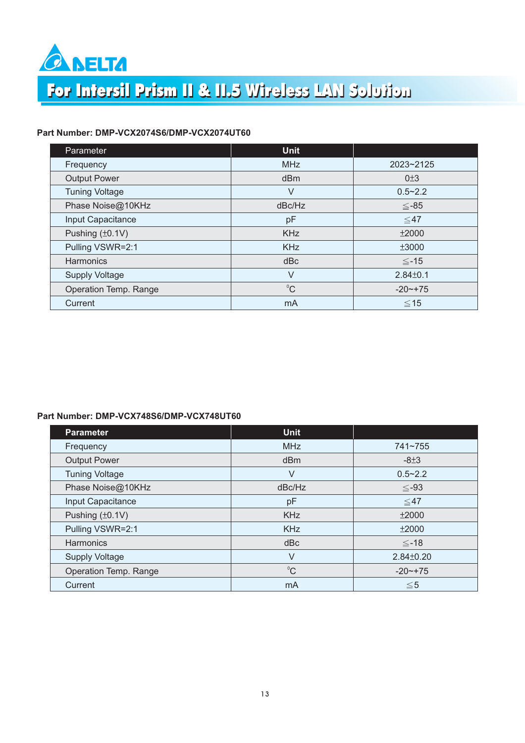# For Intersil Prism II & II.5 Wireless LAN Solution

**Part Number: DMP-VCX2074S6/DMP-VCX2074UT60**

| Parameter | Unit | |
|---|---|---|
| Frequency | MHz | 2023~2125 |
| Output Power | dBm | 0±3 |
| Tuning Voltage | V | 0.5~2.2 |
| Phase Noise@10KHz | dBc/Hz | ≦-85 |
| Input Capacitance | pF | ≦47 |
| Pushing (±0.1V) | KHz | ±2000 |
| Pulling VSWR=2:1 | KHz | ±3000 |
| Harmonics | dBc | ≦-15 |
| Supply Voltage | V | 2.84±0.1 |
| Operation Temp. Range | °C | -20~+75 |
| Current | mA | ≦15 |

**Part Number: DMP-VCX748S6/DMP-VCX748UT60**

| Parameter | Unit | |
|---|---|---|
| Frequency | MHz | 741~755 |
| Output Power | dBm | -8±3 |
| Tuning Voltage | V | 0.5~2.2 |
| Phase Noise@10KHz | dBc/Hz | ≦-93 |
| Input Capacitance | pF | ≦47 |
| Pushing (±0.1V) | KHz | ±2000 |
| Pulling VSWR=2:1 | KHz | ±2000 |
| Harmonics | dBc | ≦-18 |
| Supply Voltage | V | 2.84±0.20 |
| Operation Temp. Range | °C | -20~+75 |
| Current | mA | ≦5 |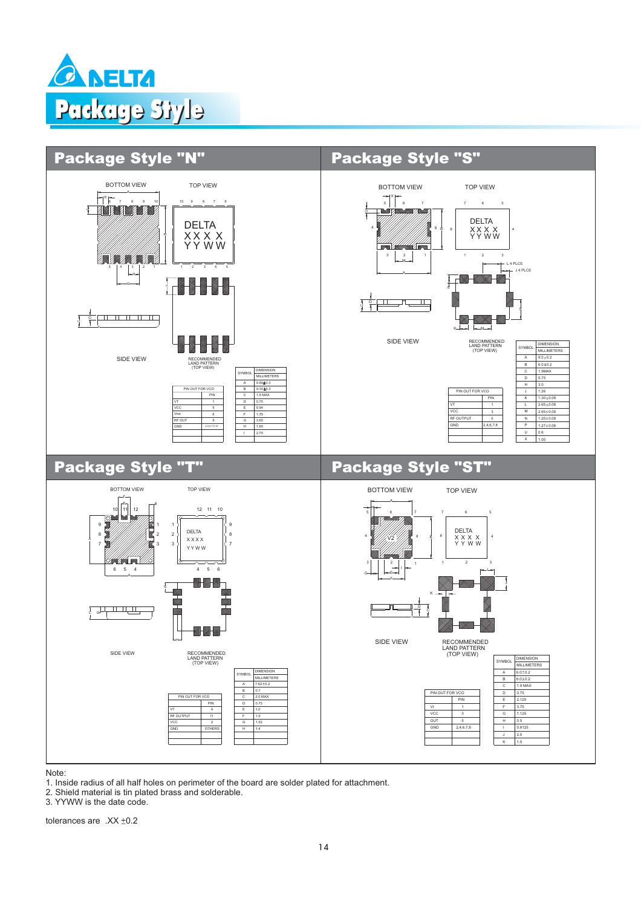# Package Style

## Package Style "N"

BOTTOM VIEW

TOP VIEW

DELTA
X X X X
Y Y W W

SIDE VIEW

RECOMMENDED LAND PATTERN (TOP VIEW)

| PIN OUT FOR VCO | PIN |
|---|---|
| VT | 1 |
| VCC | 5 |
| Vsw | 8 |
| RF OUT | 6 |
| GND | 2,3,4,7,9,10 |

| SYMBOL | DIMENSION MILLIMETERS |
|---|---|
| A | 9.80±0.3 |
| B | 9.30±0.3 |
| C | 1.9 MAX |
| D | 0.75 |
| E | 0.94 |
| F | 1.35 |
| G | 3.60 |
| H | 1.80 |
| I | 2.70 |

## Package Style "S"

BOTTOM VIEW

TOP VIEW

DELTA
X X X X
Y Y W W

L 4 PLCS

J 4 PLCS

SIDE VIEW

RECOMMENDED LAND PATTERN (TOP VIEW)

| PIN OUT FOR VCO | PIN |
|---|---|
| VT | 1 |
| VCC | 3 |
| RF OUTPUT | 5 |
| GND | 2,4,6,7,8 |

| SYMBOL | DIMENSION MILLIMETERS |
|---|---|
| A | 8.0±0.2 |
| B | 6.0±0.2 |
| C | 1.9MAX |
| D | 0.75 |
| H | 3.0 |
| J | 1.26 |
| K | 1.30±0.08 |
| L | 2.65±0.08 |
| M | 2.65±0.08 |
| N | 1.20±0.08 |
| P | 1.27±0.08 |
| U | 0.6 |
| X | 1.00 |

## Package Style "T"

BOTTOM VIEW

TOP VIEW

DELTA
X X X X
Y Y W W

SIDE VIEW

RECOMMENDED LAND PATTERN (TOP VIEW)

| PIN OUT FOR VCO | PIN |
|---|---|
| VT | 4 |
| RF OUTPUT | 11 |
| VCC | 2 |
| GND | OTHERS |

| SYMBOL | DIMENSION MILLIMETERS |
|---|---|
| A | 7.62±0.2 |
| B | 0.7 |
| C | 2.0 MAX |
| D | 0.75 |
| E | 1.0 |
| F | 1.9 |
| G | 1.52 |
| H | 1.4 |

## Package Style "ST"

BOTTOM VIEW

TOP VIEW

DELTA
X X X X
Y Y W W

SIDE VIEW

RECOMMENDED LAND PATTERN (TOP VIEW)

| PIN OUT FOR VCO | PIN |
|---|---|
| VI | 1 |
| VCC | 3 |
| OUT | 5 |
| GND | 2,4,6,7,8 |

| SYMBOL | DIMENSION MILLIMETERS |
|---|---|
| A | 6.0±0.2 |
| B | 6.0±0.2 |
| C | 1.9 MAX |
| D | 0.75 |
| E | 2.125 |
| F | 3.75 |
| G | 1.125 |
| H | 0.5 |
| I | 0.8125 |
| J | 2.0 |
| K | 1.0 |

Note:
1. Inside radius of all half holes on perimeter of the board are solder plated for attachment.
2. Shield material is tin plated brass and solderable.
3. YYWW is the date code.

tolerances are .XX ±0.2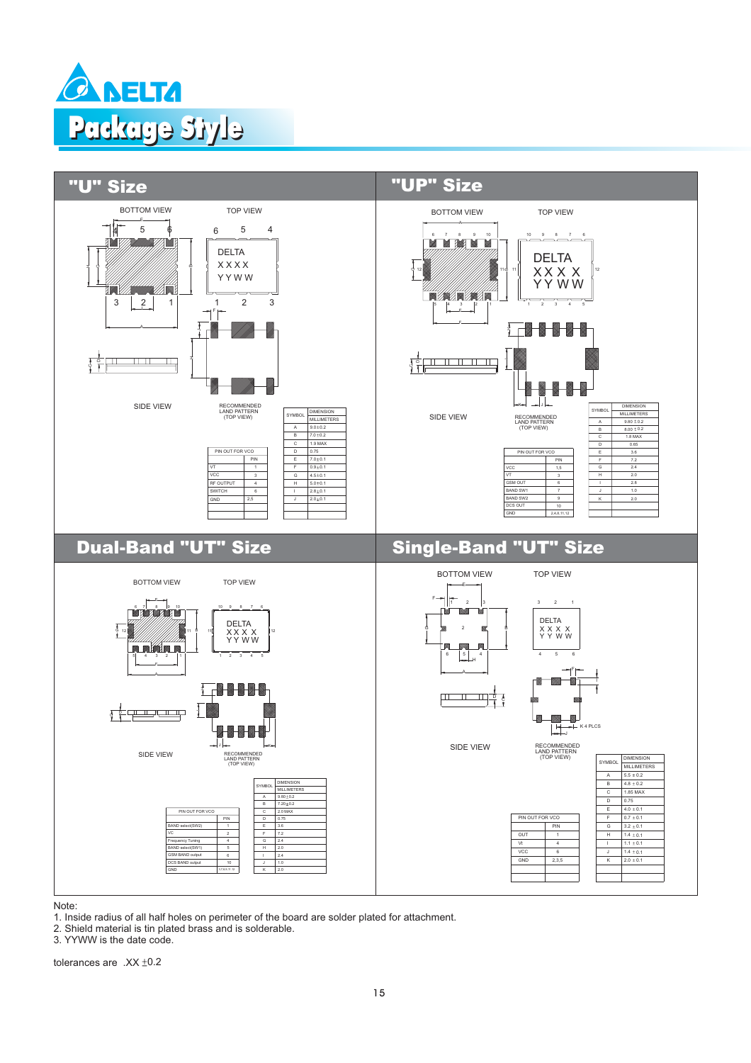# Package Style

## "U" Size

BOTTOM VIEW

TOP VIEW

DELTA
XXXX
YYWW

SIDE VIEW

RECOMMENDED LAND PATTERN (TOP VIEW)

| PIN OUT FOR VCO | PIN |
|---|---|
| VT | 1 |
| VCC | 3 |
| RF OUTPUT | 4 |
| SWITCH | 6 |
| GND | 2,5 |

| SYMBOL | DIMENSION MILLIMETERS |
|---|---|
| A | 9.0±0.2 |
| B | 7.0±0.2 |
| C | 1.9 MAX |
| D | 0.75 |
| E | 7.0±0.1 |
| F | 0.9±0.1 |
| G | 4.5±0.1 |
| H | 5.0±0.1 |
| I | 2.8±0.1 |
| J | 2.0±0.1 |

## "UP" Size

BOTTOM VIEW

TOP VIEW

DELTA
XX X X
YY WW

SIDE VIEW

RECOMMENDED LAND PATTERN (TOP VIEW)

| PIN OUT FOR VCO | PIN |
|---|---|
| VCC | 1,5 |
| VT | 3 |
| GSM OUT | 6 |
| BAND SW1 | 7 |
| BAND SW2 | 9 |
| DCS OUT | 10 |
| GND | 2,4,8,11,12 |

| SYMBOL | DIMENSION MILLIMETERS |
|---|---|
| A | 9.80 ±0.2 |
| B | 8.00 ±0.2 |
| C | 1.8 MAX |
| D | 0.65 |
| E | 3.6 |
| F | 7.2 |
| G | 2.4 |
| H | 2.0 |
| I | 2.8 |
| J | 1.0 |
| K | 2.0 |

## Dual-Band "UT" Size

BOTTOM VIEW

TOP VIEW

DELTA
XXX X
YY WW

SIDE VIEW

RECOMMENDED LAND PATTERN (TOP VIEW)

| PIN OUT FOR VCO | PIN |
|---|---|
| BAND select(SW2) | 1 |
| VC | 2 |
| Frequency Tuning | 4 |
| BAND select(SW1) | 5 |
| GSM BAND output | 6 |
| DCS BAND output | 10 |
| GND | 3,7,8,9,11,12 |

| SYMBOL | DIMENSION MILLIMETERS |
|---|---|
| A | 9.60±0.2 |
| B | 7.20±0.2 |
| C | 2.0 MAX |
| D | 0.75 |
| E | 3.6 |
| F | 7.2 |
| G | 2.4 |
| H | 2.0 |
| I | 2.4 |
| J | 1.0 |
| K | 2.0 |

## Single-Band "UT" Size

BOTTOM VIEW

TOP VIEW

DELTA
X X X X
Y Y W W

SIDE VIEW

RECOMMENDED LAND PATTERN (TOP VIEW)

K 4 PLCS

| PIN OUT FOR VCO | PIN |
|---|---|
| OUT | 1 |
| VI | 4 |
| VCC | 6 |
| GND | 2,3,5 |

| SYMBOL | DIMENSION MILLIMETERS |
|---|---|
| A | 5.5 ±0.2 |
| B | 4.8 ±0.2 |
| C | 1.85 MAX |
| D | 0.75 |
| E | 4.0 ±0.1 |
| F | 0.7 ±0.1 |
| G | 3.2 ±0.1 |
| H | 1.4 ±0.1 |
| I | 1.1 ±0.1 |
| J | 1.4 ±0.1 |
| K | 2.0 ±0.1 |

Note:
1. Inside radius of all half holes on perimeter of the board are solder plated for attachment.
2. Shield material is tin plated brass and is solderable.
3. YYWW is the date code.

tolerances are .XX ±0.2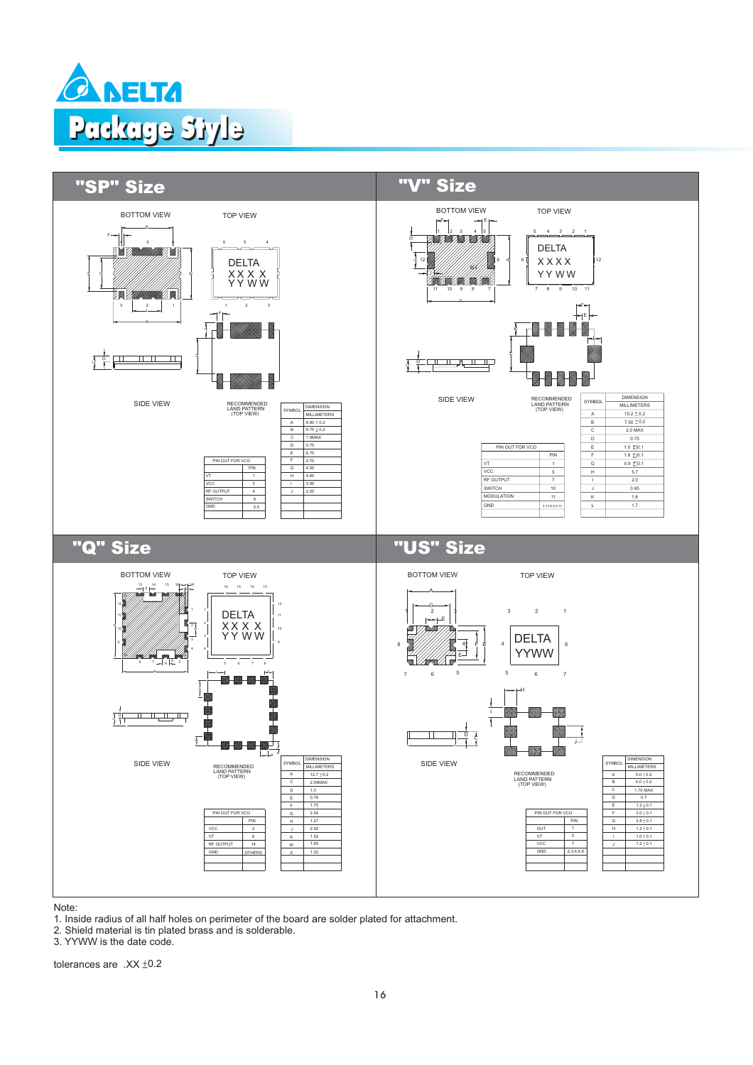# Package Style

## "SP" Size

BOTTOM VIEW

TOP VIEW

DELTA
XX X X
YY WW

SIDE VIEW

RECOMMENDED LAND PATTERN (TOP VIEW)

| PIN OUT FOR VCO | PIN |
|---|---|
| VT | 1 |
| VCC | 3 |
| RF OUTPUT | 4 |
| SWITCH | 6 |
| GND | 2,5 |

| SYMBOL | DIMENSION MILLIMETERS |
|---|---|
| A | 6.80 ± 0.2 |
| B | 6.70 ± 0.2 |
| C | 1.8MAX |
| D | 0.75 |
| E | 6.70 |
| F | 0.70 |
| G | 4.00 |
| H | 4.85 |
| I | 3.90 |
| J | 2.00 |

## "V" Size

BOTTOM VIEW

TOP VIEW

DELTA
XXXX
YY WW

SIDE VIEW

RECOMMENDED LAND PATTERN (TOP VIEW)

| PIN OUT FOR VCO | PIN |
|---|---|
| VT | 1 |
| VCC | 5 |
| RF OUTPUT | 7 |
| SWITCH | 10 |
| MODULATION | 11 |
| GND | 2,3,4,6,8,9,12 |

| SYMBOL | DIMENSION MILLIMETERS |
|---|---|
| A | 10.2 ± 0.2 |
| B | 7.50 ± 0.2 |
| C | 2.0 MAX |
| D | 0.75 |
| E | 1.0 ± 0.1 |
| F | 1.8 ± 0.1 |
| G | 0.9 ± 0.1 |
| H | 5.7 |
| I | 2.0 |
| J | 0.85 |
| K | 1.8 |
| L | 1.7 |

## "Q" Size

BOTTOM VIEW

TOP VIEW

DELTA
XX X X
YY WW

SIDE VIEW

RECOMMENDED LAND PATTERN (TOP VIEW)

| PIN OUT FOR VCO | PIN |
|---|---|
| VCC | 2 |
| VT | 6 |
| RF OUTPUT | 14 |
| GND | OTHERS |

| SYMBOL | DIMENSION MILLIMETERS |
|---|---|
| A | 12.7 ± 0.2 |
| C | 2.54MAX |
| D | 1.0 |
| E | 0.76 |
| F | 1.75 |
| G | 2.54 |
| H | 1.27 |
| J | 2.92 |
| K | 1.52 |
| W | 1.65 |
| X | 1.02 |

## "US" Size

BOTTOM VIEW

TOP VIEW

DELTA
YYWW

SIDE VIEW

RECOMMENDED LAND PATTERN (TOP VIEW)

| PIN OUT FOR VCO | PIN |
|---|---|
| OUT | 1 |
| VT | 5 |
| VCC | 7 |
| GND | 2,3,4,6,8 |

| SYMBOL | DIMENSION MILLIMETERS |
|---|---|
| A | 5.0 ± 0.2 |
| B | 4.0 ± 0.2 |
| C | 1.70 MAX |
| D | 0.7 |
| E | 1.2 ± 0.1 |
| F | 3.0 ± 0.1 |
| G | 3.8 ± 0.1 |
| H | 1.2 ± 0.1 |
| I | 1.0 ± 0.1 |
| J | 1.2 ± 0.1 |

Note:
1. Inside radius of all half holes on perimeter of the board are solder plated for attachment.
2. Shield material is tin plated brass and is solderable.
3. YYWW is the date code.

tolerances are .XX ±0.2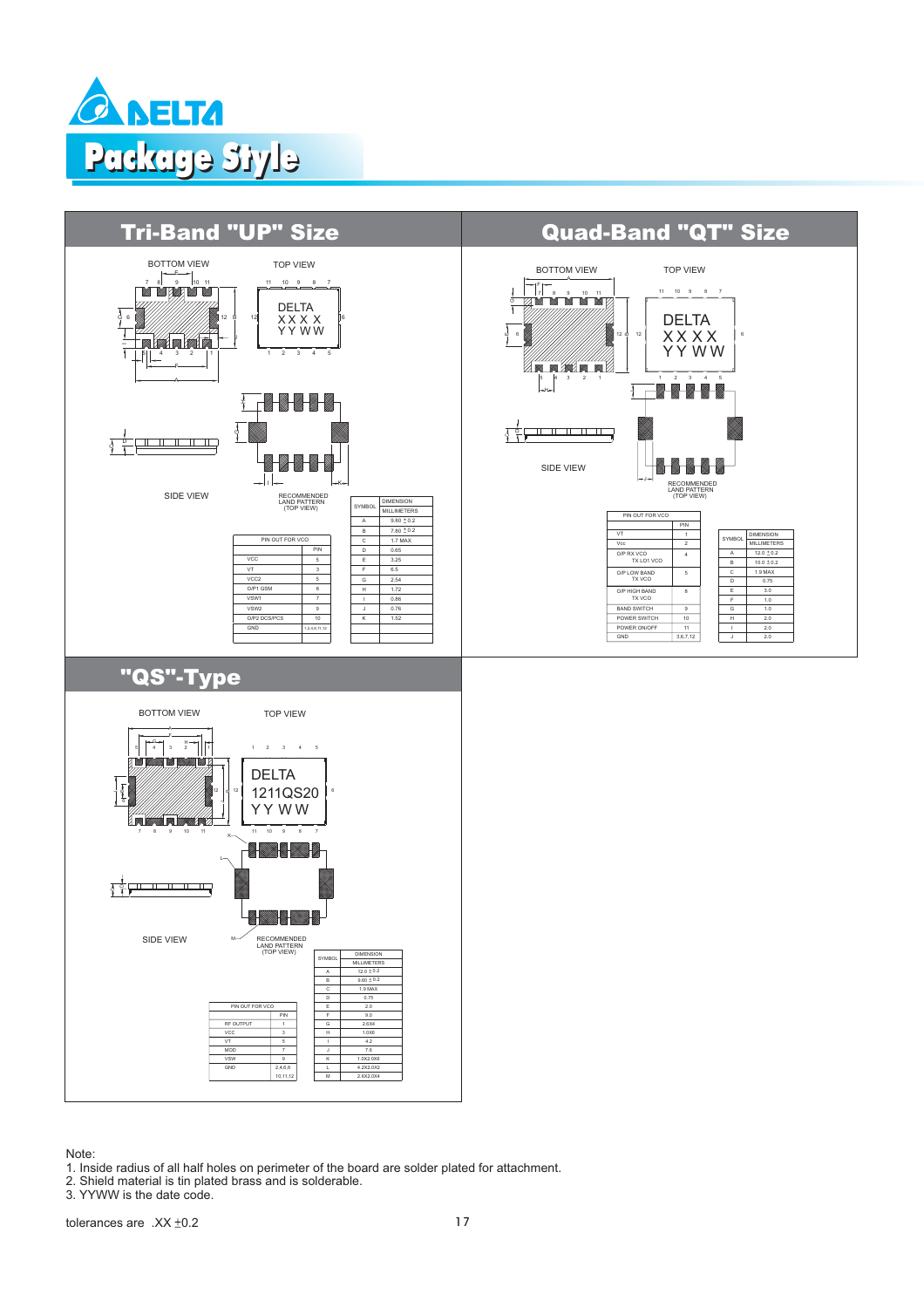# Package Style

## Tri-Band "UP" Size

BOTTOM VIEW

TOP VIEW

DELTA
XX X X
YY WW

SIDE VIEW

RECOMMENDED LAND PATTERN (TOP VIEW)

| PIN OUT FOR VCO | PIN |
|---|---|
| VCC | 5 |
| VT | 3 |
| VCC2 | 5 |
| O/P1 GSM | 6 |
| VSW1 | 7 |
| VSW2 | 9 |
| O/P2 DCS/PCS | 10 |
| GND | 1,2,4,8,11,12 |

| SYMBOL | DIMENSION MILLIMETERS |
|---|---|
| A | 9.80 ±0.2 |
| B | 7.80 ±0.2 |
| C | 1.7 MAX |
| D | 0.65 |
| E | 3.25 |
| F | 6.5 |
| G | 2.54 |
| H | 1.72 |
| I | 0.86 |
| J | 0.76 |
| K | 1.52 |

## Quad-Band "QT" Size

BOTTOM VIEW

TOP VIEW

DELTA
XX X X
YY WW

SIDE VIEW

RECOMMENDED LAND PATTERN (TOP VIEW)

| PIN OUT FOR VCO | PIN |
|---|---|
| VT | 1 |
| Vcc | 2 |
| O/P RX VCO TX LO1 VCO | 4 |
| O/P LOW BAND TX VCO | 5 |
| O/P HIGH BAND TX VCO | 8 |
| BAND SWITCH | 9 |
| POWER SWITCH | 10 |
| POWER ON/OFF | 11 |
| GND | 3,6,7,12 |

| SYMBOL | DIMENSION MILLIMETERS |
|---|---|
| A | 12.0 ±0.2 |
| B | 10.0 ±0.2 |
| C | 1.9 MAX |
| D | 0.75 |
| E | 3.0 |
| F | 1.0 |
| G | 1.0 |
| H | 2.0 |
| I | 2.0 |
| J | 2.0 |

## "QS"-Type

BOTTOM VIEW

TOP VIEW

DELTA
1211QS20
YY WW

SIDE VIEW

RECOMMENDED LAND PATTERN (TOP VIEW)

| PIN OUT FOR VCO | PIN |
|---|---|
| RF OUTPUT | 1 |
| VCC | 3 |
| VT | 5 |
| MOD | 7 |
| VSW | 9 |
| GND | 2,4,6,8 10,11,12 |

| SYMBOL | DIMENSION MILLIMETERS |
|---|---|
| A | 12.0 ±0.2 |
| B | 9.60 ±0.2 |
| C | 1.9 MAX |
| D | 0.75 |
| E | 2.0 |
| F | 9.0 |
| G | 2.6X4 |
| H | 1.0X6 |
| I | 4.2 |
| J | 7.6 |
| K | 1.0X2.0X6 |
| L | 4.2X2.0X2 |
| M | 2.6X2.0X4 |

Note:
1. Inside radius of all half holes on perimeter of the board are solder plated for attachment.
2. Shield material is tin plated brass and is solderable.
3. YYWW is the date code.

tolerances are .XX ±0.2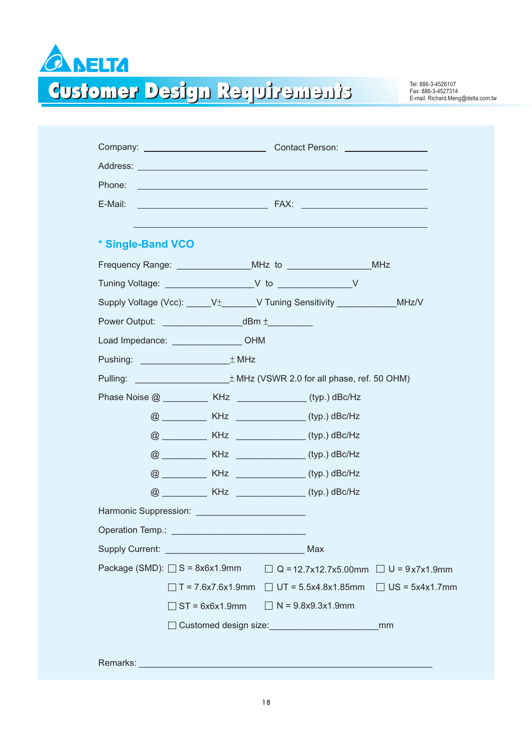# Customer Design Requirements

Tel: 886-3-4526107
Fax: 886-3-4527314
E-mail: Richard.Meng@delta.com.tw

Company: ______________________ Contact Person: ______________

Address: ____________________________________________________

Phone: ______________________________________________________

E-Mail: ______________________ FAX: ________________________

____________________________________________________

## * Single-Band VCO

Frequency Range: ______________MHz to ________________MHz

Tuning Voltage: _________________V to ______________V

Supply Voltage (Vcc): _____V±_______V Tuning Sensitivity ____________MHz/V

Power Output: _______________dBm ±_________

Load Impedance: _____________ OHM

Pushing: _________________± MHz

Pulling: __________________± MHz (VSWR 2.0 for all phase, ref. 50 OHM)

Phase Noise @ _________ KHz _____________ (typ.) dBc/Hz

@ _________ KHz _____________ (typ.) dBc/Hz

@ _________ KHz _____________ (typ.) dBc/Hz

@ _________ KHz _____________ (typ.) dBc/Hz

@ _________ KHz _____________ (typ.) dBc/Hz

@ _________ KHz _____________ (typ.) dBc/Hz

Harmonic Suppression: _____________________

Operation Temp.: _________________________

Supply Current: __________________________ Max

Package (SMD):
- ☐ S = 8x6x1.9mm
- ☐ Q = 12.7x12.7x5.00mm
- ☐ U = 9x7x1.9mm
- ☐ T = 7.6x7.6x1.9mm
- ☐ UT = 5.5x4.8x1.85mm
- ☐ US = 5x4x1.7mm
- ☐ ST = 6x6x1.9mm
- ☐ N = 9.8x9.3x1.9mm
- ☐ Customed design size:_____________________mm

Remarks: ____________________________________________________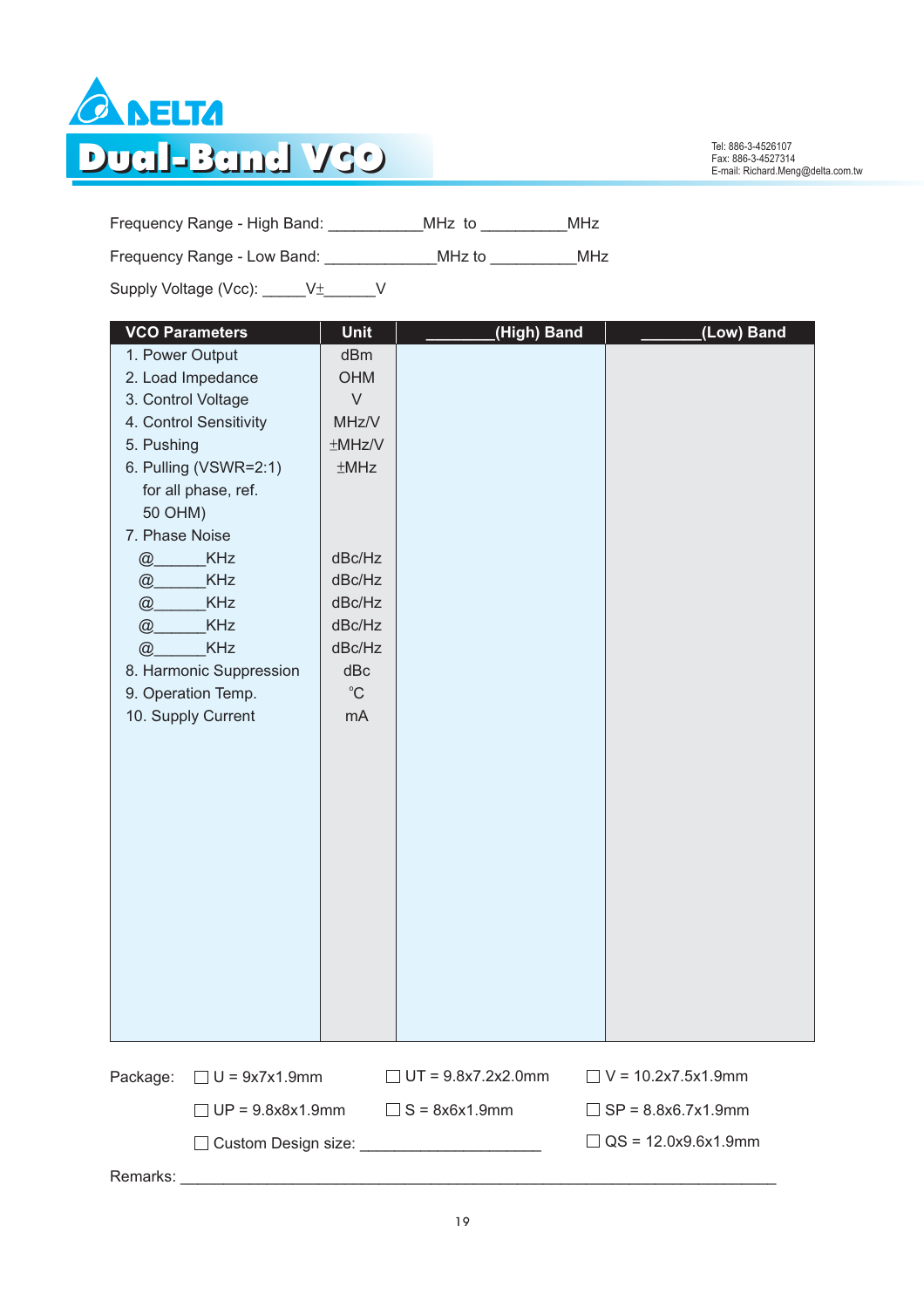# DELTA

# Dual-Band VCO

Tel: 886-3-4526107
Fax: 886-3-4527314
E-mail: Richard.Meng@delta.com.tw

Frequency Range - High Band: ___________MHz to __________MHz

Frequency Range - Low Band: _____________MHz to __________MHz

Supply Voltage (Vcc): _____V±______V

| VCO Parameters | Unit | ________(High) Band | _______(Low) Band |
|---|---|---|---|
| 1. Power Output | dBm | | |
| 2. Load Impedance | OHM | | |
| 3. Control Voltage | V | | |
| 4. Control Sensitivity | MHz/V | | |
| 5. Pushing | ±MHz/V | | |
| 6. Pulling (VSWR=2:1) for all phase, ref. 50 OHM) | ±MHz | | |
| 7. Phase Noise | | | |
| @______KHz | dBc/Hz | | |
| @______KHz | dBc/Hz | | |
| @______KHz | dBc/Hz | | |
| @______KHz | dBc/Hz | | |
| @______KHz | dBc/Hz | | |
| 8. Harmonic Suppression | dBc | | |
| 9. Operation Temp. | °C | | |
| 10. Supply Current | mA | | |

Package:
- ☐ U = 9x7x1.9mm
- ☐ UT = 9.8x7.2x2.0mm
- ☐ V = 10.2x7.5x1.9mm
- ☐ UP = 9.8x8x1.9mm
- ☐ S = 8x6x1.9mm
- ☐ SP = 8.8x6.7x1.9mm
- ☐ Custom Design size: ____________________
- ☐ QS = 12.0x9.6x1.9mm

Remarks: ______________________________________________________________________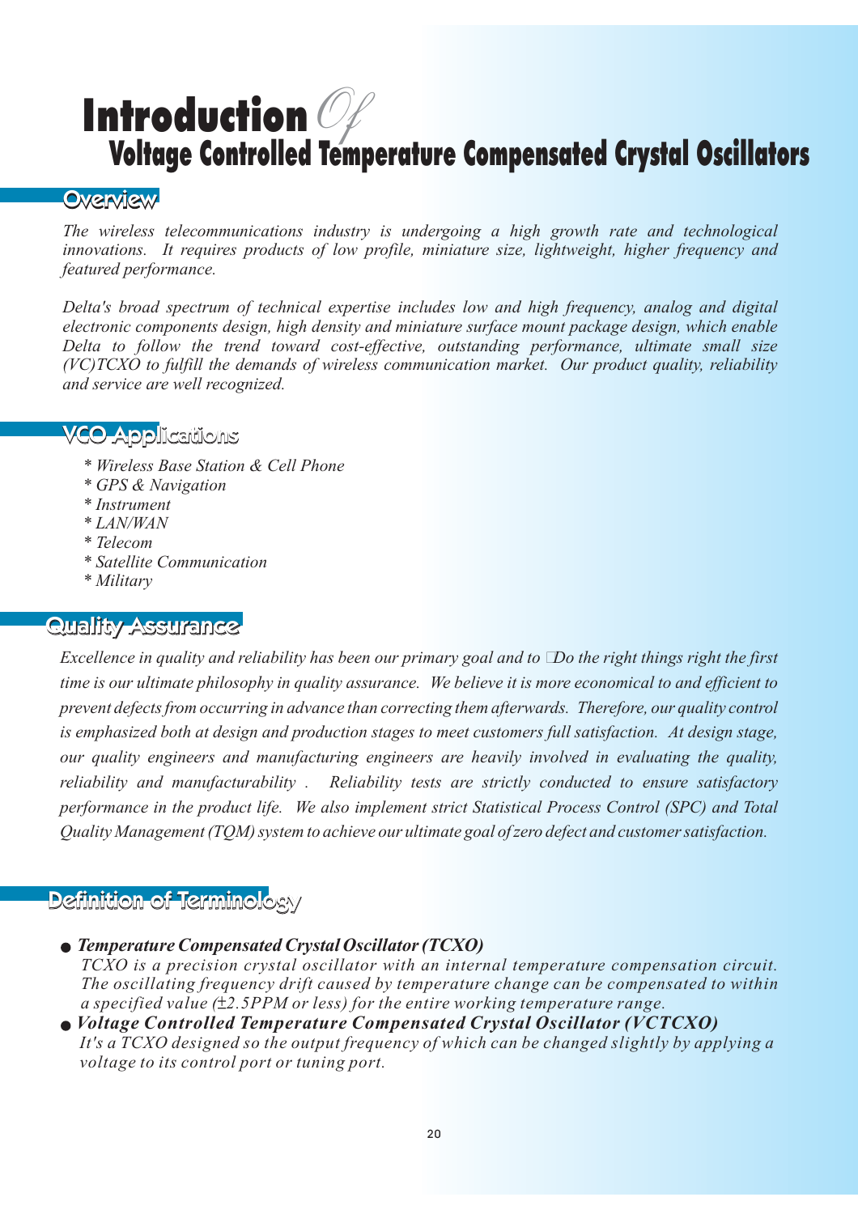# Introduction Of Voltage Controlled Temperature Compensated Crystal Oscillators

## Overview

*The wireless telecommunications industry is undergoing a high growth rate and technological innovations. It requires products of low profile, miniature size, lightweight, higher frequency and featured performance.*

*Delta's broad spectrum of technical expertise includes low and high frequency, analog and digital electronic components design, high density and miniature surface mount package design, which enable Delta to follow the trend toward cost-effective, outstanding performance, ultimate small size (VC)TCXO to fulfill the demands of wireless communication market. Our product quality, reliability and service are well recognized.*

## VCO Applications

- *Wireless Base Station & Cell Phone*
- *GPS & Navigation*
- *Instrument*
- *LAN/WAN*
- *Telecom*
- *Satellite Communication*
- *Military*

## Quality Assurance

*Excellence in quality and reliability has been our primary goal and to Do the right things right the first time is our ultimate philosophy in quality assurance. We believe it is more economical to and efficient to prevent defects from occurring in advance than correcting them afterwards. Therefore, our quality control is emphasized both at design and production stages to meet customers full satisfaction. At design stage, our quality engineers and manufacturing engineers are heavily involved in evaluating the quality, reliability and manufacturability . Reliability tests are strictly conducted to ensure satisfactory performance in the product life. We also implement strict Statistical Process Control (SPC) and Total Quality Management (TQM) system to achieve our ultimate goal of zero defect and customer satisfaction.*

## Definition of Terminology

- ***Temperature Compensated Crystal Oscillator (TCXO)***
  *TCXO is a precision crystal oscillator with an internal temperature compensation circuit. The oscillating frequency drift caused by temperature change can be compensated to within a specified value (±2.5PPM or less) for the entire working temperature range.*
- ***Voltage Controlled Temperature Compensated Crystal Oscillator (VCTCXO)***
  *It's a TCXO designed so the output frequency of which can be changed slightly by applying a voltage to its control port or tuning port.*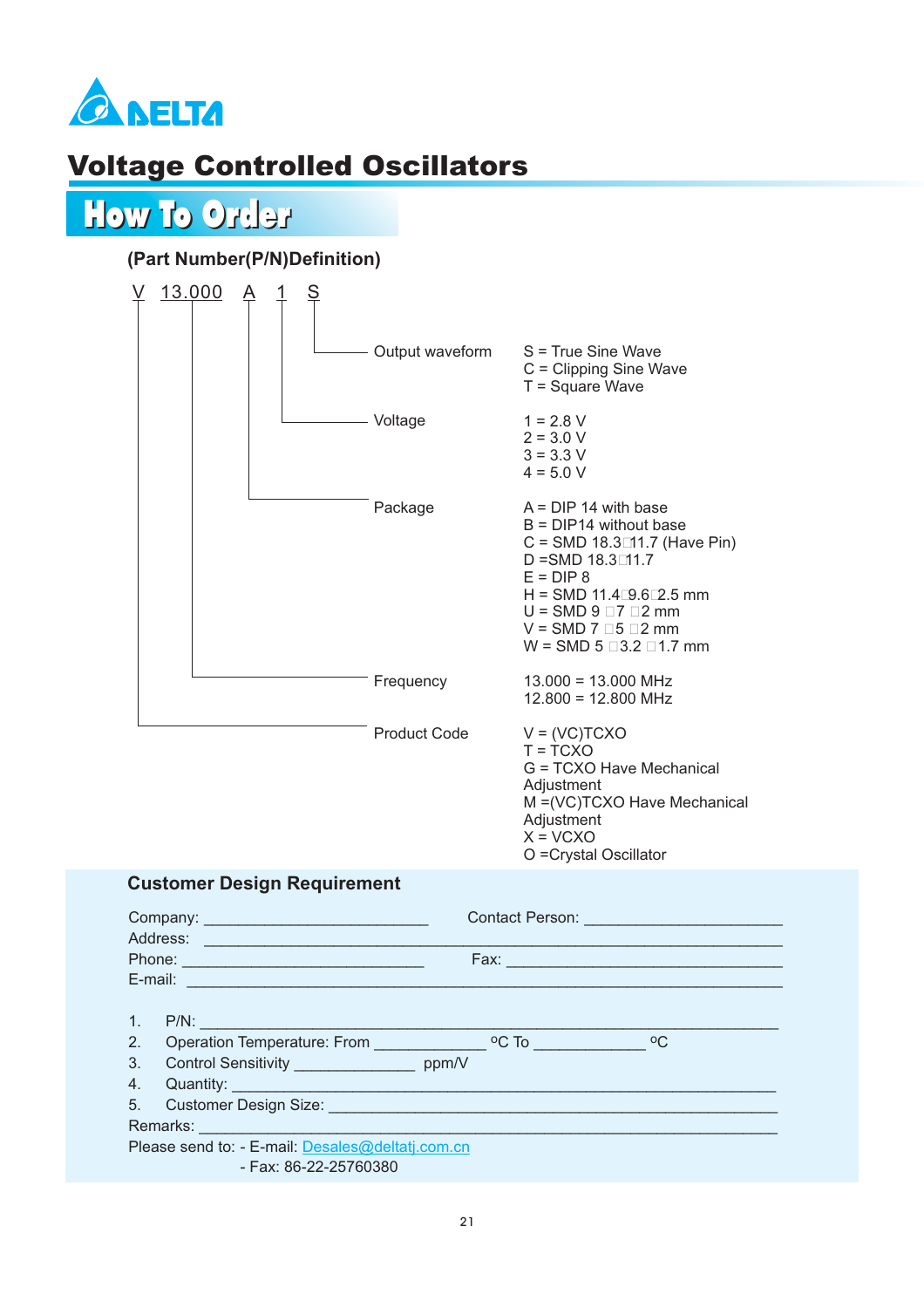DELTA

# Voltage Controlled Oscillators

## How To Order

### (Part Number(P/N)Definition)

V 13.000 A 1 S

| Field | Codes |
|---|---|
| Output waveform | S = True Sine Wave<br>C = Clipping Sine Wave<br>T = Square Wave |
| Voltage | 1 = 2.8 V<br>2 = 3.0 V<br>3 = 3.3 V<br>4 = 5.0 V |
| Package | A = DIP 14 with base<br>B = DIP14 without base<br>C = SMD 18.3□11.7 (Have Pin)<br>D =SMD 18.3□11.7<br>E = DIP 8<br>H = SMD 11.4□9.6□2.5 mm<br>U = SMD 9 □7 □2 mm<br>V = SMD 7 □5 □2 mm<br>W = SMD 5 □3.2 □1.7 mm |
| Frequency | 13.000 = 13.000 MHz<br>12.800 = 12.800 MHz |
| Product Code | V = (VC)TCXO<br>T = TCXO<br>G = TCXO Have Mechanical Adjustment<br>M =(VC)TCXO Have Mechanical Adjustment<br>X = VCXO<br>O =Crystal Oscillator |

### Customer Design Requirement

Company: ___________________________ Contact Person: ________________________

Address: ______________________________________________________________________

Phone: _____________________________ Fax: ____________________________________

E-mail: _______________________________________________________________________

1. P/N: ________________________________________________________________________
2. Operation Temperature: From _____________ °C To _____________ °C
3. Control Sensitivity ______________ ppm/V
4. Quantity: ___________________________________________________________________
5. Customer Design Size: _______________________________________________________

Remarks: ______________________________________________________________________

Please send to: - E-mail: Desales@deltatj.com.cn

- Fax: 86-22-25760380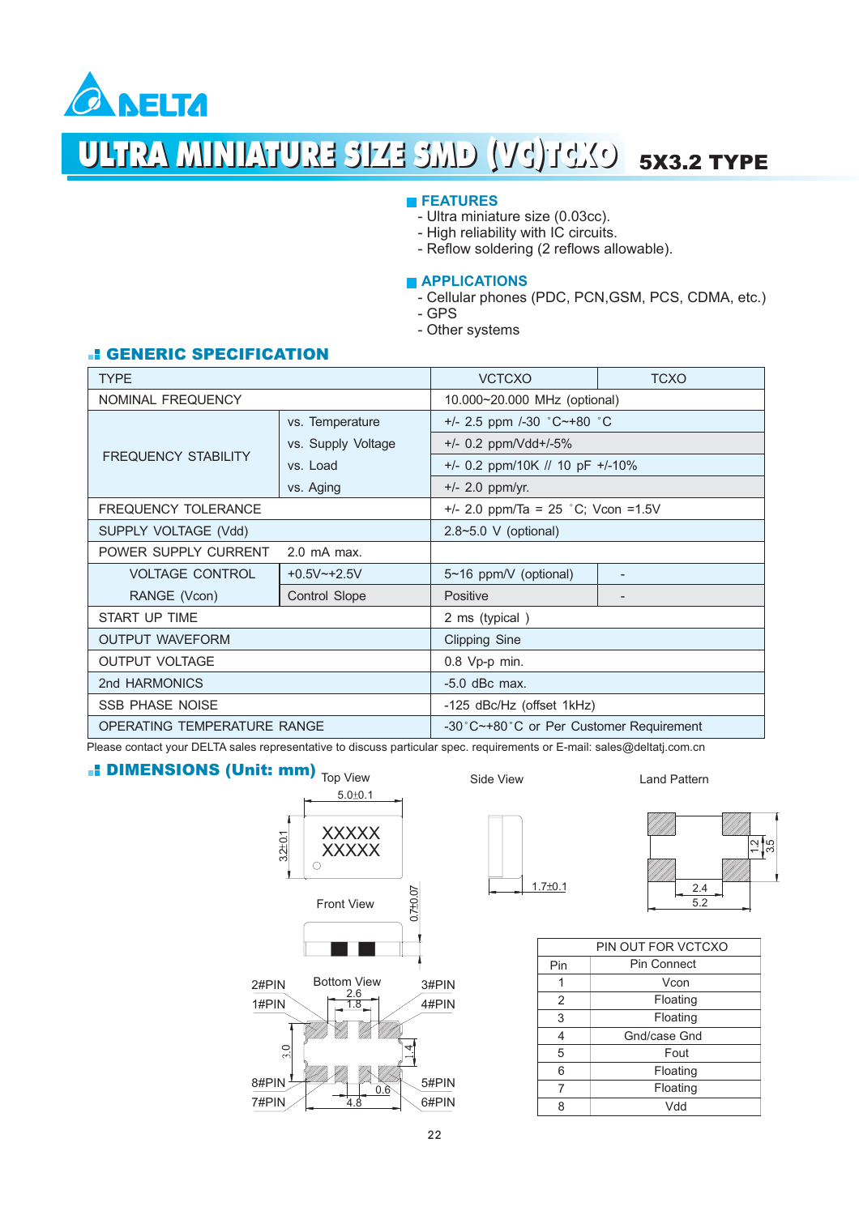DELTA

# ULTRA MINIATURE SIZE SMD (VC)TCXO 5X3.2 TYPE

## FEATURES

- Ultra miniature size (0.03cc).
- High reliability with IC circuits.
- Reflow soldering (2 reflows allowable).

## APPLICATIONS

- Cellular phones (PDC, PCN,GSM, PCS, CDMA, etc.)
- GPS
- Other systems

## GENERIC SPECIFICATION

| TYPE | | VCTCXO | TCXO |
|---|---|---|---|
| NOMINAL FREQUENCY | | 10.000~20.000 MHz (optional) | |
| FREQUENCY STABILITY | vs. Temperature | +/- 2.5 ppm /-30 ˚C~+80 ˚C | |
| | vs. Supply Voltage | +/- 0.2 ppm/Vdd+/-5% | |
| | vs. Load | +/- 0.2 ppm/10K // 10 pF +/-10% | |
| | vs. Aging | +/- 2.0 ppm/yr. | |
| FREQUENCY TOLERANCE | | +/- 2.0 ppm/Ta = 25 ˚C; Vcon =1.5V | |
| SUPPLY VOLTAGE (Vdd) | | 2.8~5.0 V (optional) | |
| POWER SUPPLY CURRENT | 2.0 mA max. | | |
| VOLTAGE CONTROL RANGE (Vcon) | +0.5V~+2.5V | 5~16 ppm/V (optional) | - |
| | Control Slope | Positive | - |
| START UP TIME | | 2 ms (typical ) | |
| OUTPUT WAVEFORM | | Clipping Sine | |
| OUTPUT VOLTAGE | | 0.8 Vp-p min. | |
| 2nd HARMONICS | | -5.0 dBc max. | |
| SSB PHASE NOISE | | -125 dBc/Hz (offset 1kHz) | |
| OPERATING TEMPERATURE RANGE | | -30˚C~+80˚C or Per Customer Requirement | |

Please contact your DELTA sales representative to discuss particular spec. requirements or E-mail: sales@deltatj.com.cn

## DIMENSIONS (Unit: mm)

Top View: 5.0±0.1, 3.2±0.1, XXXXX XXXXX

Side View: 1.7±0.1

Land Pattern: 1.2, 3.5, 2.4, 5.2

Front View: 0.7±0.07

Bottom View: 2.6, 1.8, 3.0, 1.4, 0.6, 4.8; 2#PIN, 1#PIN, 8#PIN, 7#PIN, 3#PIN, 4#PIN, 5#PIN, 6#PIN

| PIN OUT FOR VCTCXO | |
|---|---|
| Pin | Pin Connect |
| 1 | Vcon |
| 2 | Floating |
| 3 | Floating |
| 4 | Gnd/case Gnd |
| 5 | Fout |
| 6 | Floating |
| 7 | Floating |
| 8 | Vdd |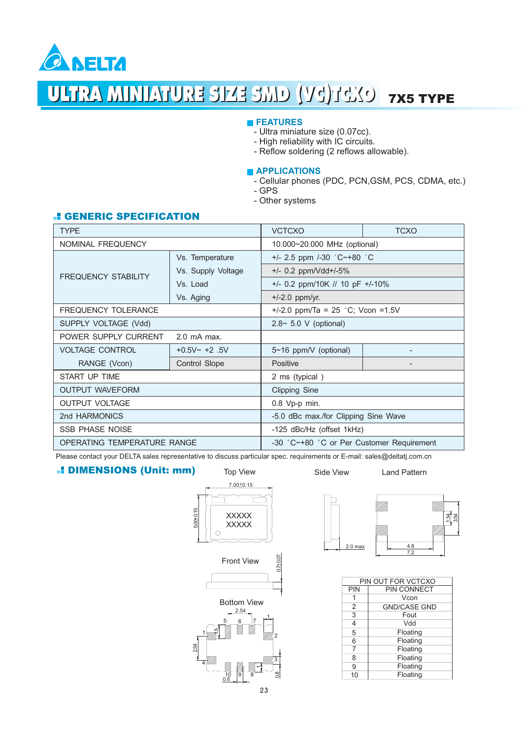DELTA

# ULTRA MINIATURE SIZE SMD (VC)TCXO 7X5 TYPE

## FEATURES

- Ultra miniature size (0.07cc).
- High reliability with IC circuits.
- Reflow soldering (2 reflows allowable).

## APPLICATIONS

- Cellular phones (PDC, PCN,GSM, PCS, CDMA, etc.)
- GPS
- Other systems

## GENERIC SPECIFICATION

| TYPE | | VCTCXO | TCXO |
|---|---|---|---|
| NOMINAL FREQUENCY | | 10.000~20.000 MHz (optional) | |
| FREQUENCY STABILITY | Vs. Temperature | +/- 2.5 ppm /-30 ˚C~+80 ˚C | |
| | Vs. Supply Voltage | +/- 0.2 ppm/Vdd+/-5% | |
| | Vs. Load | +/- 0.2 ppm/10K // 10 pF +/-10% | |
| | Vs. Aging | +/-2.0 ppm/yr. | |
| FREQUENCY TOLERANCE | | +/-2.0 ppm/Ta = 25 ˚C; Vcon =1.5V | |
| SUPPLY VOLTAGE (Vdd) | | 2.8~ 5.0 V (optional) | |
| POWER SUPPLY CURRENT | 2.0 mA max. | | |
| VOLTAGE CONTROL | +0.5V~ +2 .5V | 5~16 ppm/V (optional) | - |
| RANGE (Vcon) | Control Slope | Positive | - |
| START UP TIME | | 2 ms (typical ) | |
| OUTPUT WAVEFORM | | Clipping Sine | |
| OUTPUT VOLTAGE | | 0.8 Vp-p min. | |
| 2nd HARMONICS | | -5.0 dBc max./for Clipping Sine Wave | |
| SSB PHASE NOISE | | -125 dBc/Hz (offset 1kHz) | |
| OPERATING TEMPERATURE RANGE | | -30 ˚C~+80 ˚C or Per Customer Requirement | |

Please contact your DELTA sales representative to discuss particular spec. requirements or E-mail: sales@deltatj.com.cn

## DIMENSIONS (Unit: mm)

Top View: 7.00±0.15, 5.00±0.15, XXXXX XXXXX

Side View: 2.0 max

Land Pattern: 1.54, 3.54, 4.8, 7.2

Front View: 0.7±0.07

Bottom View: 2.54, 1.5, 2.54, 0.6, 0.8, 1

| PIN OUT FOR VCTCXO | |
|---|---|
| PIN | PIN CONNECT |
| 1 | Vcon |
| 2 | GND/CASE GND |
| 3 | Fout |
| 4 | Vdd |
| 5 | Floating |
| 6 | Floating |
| 7 | Floating |
| 8 | Floating |
| 9 | Floating |
| 10 | Floating |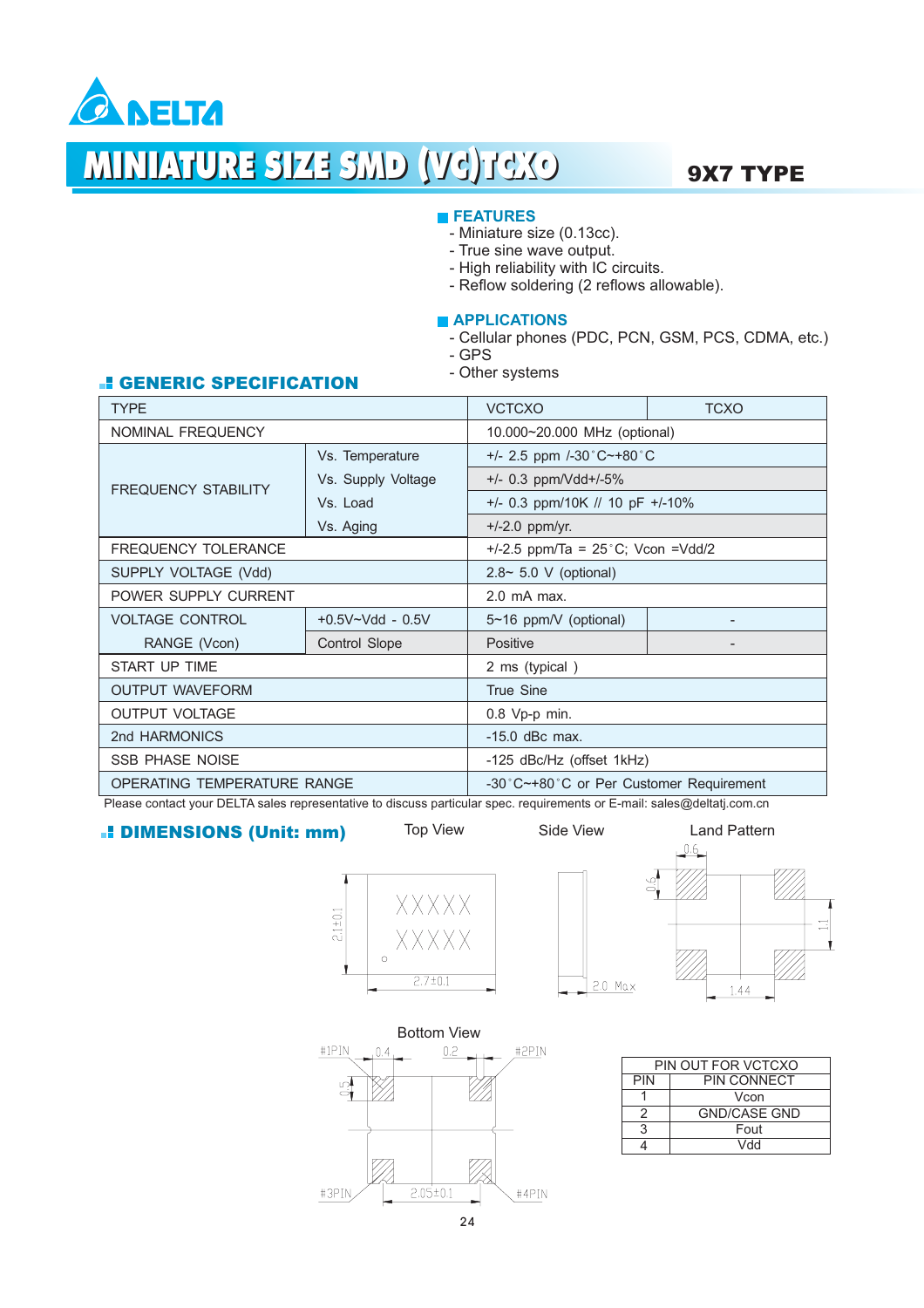# MINIATURE SIZE SMD (VC)TCXO

**9X7 TYPE**

## FEATURES

- Miniature size (0.13cc).
- True sine wave output.
- High reliability with IC circuits.
- Reflow soldering (2 reflows allowable).

## APPLICATIONS

- Cellular phones (PDC, PCN, GSM, PCS, CDMA, etc.)
- GPS
- Other systems

## GENERIC SPECIFICATION

| TYPE | | VCTCXO | TCXO |
|---|---|---|---|
| NOMINAL FREQUENCY | | 10.000~20.000 MHz (optional) | |
| FREQUENCY STABILITY | Vs. Temperature | +/- 2.5 ppm /-30°C~+80°C | |
| | Vs. Supply Voltage | +/- 0.3 ppm/Vdd+/-5% | |
| | Vs. Load | +/- 0.3 ppm/10K // 10 pF +/-10% | |
| | Vs. Aging | +/-2.0 ppm/yr. | |
| FREQUENCY TOLERANCE | | +/-2.5 ppm/Ta = 25°C; Vcon =Vdd/2 | |
| SUPPLY VOLTAGE (Vdd) | | 2.8~ 5.0 V (optional) | |
| POWER SUPPLY CURRENT | | 2.0 mA max. | |
| VOLTAGE CONTROL RANGE (Vcon) | +0.5V~Vdd - 0.5V | 5~16 ppm/V (optional) | - |
| | Control Slope | Positive | - |
| START UP TIME | | 2 ms (typical ) | |
| OUTPUT WAVEFORM | | True Sine | |
| OUTPUT VOLTAGE | | 0.8 Vp-p min. | |
| 2nd HARMONICS | | -15.0 dBc max. | |
| SSB PHASE NOISE | | -125 dBc/Hz (offset 1kHz) | |
| OPERATING TEMPERATURE RANGE | | -30°C~+80°C or Per Customer Requirement | |

Please contact your DELTA sales representative to discuss particular spec. requirements or E-mail: sales@deltatj.com.cn

## DIMENSIONS (Unit: mm)

Top View: XXXXX / XXXXX, 2.1±0.1, 2.7±0.1

Side View: 2.0 Max

Land Pattern: 0.6, 0.6, 1.1, 1.44

Bottom View: #1PIN, #2PIN, #3PIN, #4PIN, 0.4, 0.2, 0.5, 2.05±0.1

| PIN OUT FOR VCTCXO | |
|---|---|
| PIN | PIN CONNECT |
| 1 | Vcon |
| 2 | GND/CASE GND |
| 3 | Fout |
| 4 | Vdd |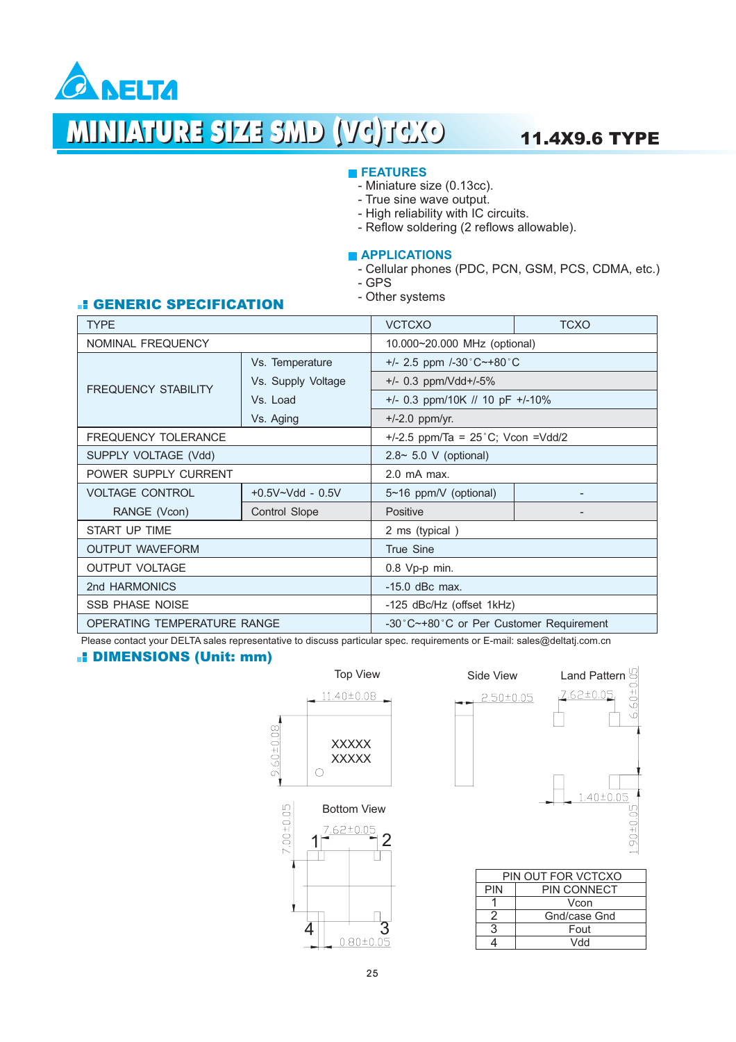DELTA

# MINIATURE SIZE SMD (VC)TCXO

**11.4X9.6 TYPE**

## FEATURES

- Miniature size (0.13cc).
- True sine wave output.
- High reliability with IC circuits.
- Reflow soldering (2 reflows allowable).

## APPLICATIONS

- Cellular phones (PDC, PCN, GSM, PCS, CDMA, etc.)
- GPS
- Other systems

## GENERIC SPECIFICATION

| TYPE | | VCTCXO | TCXO |
|---|---|---|---|
| NOMINAL FREQUENCY | | 10.000~20.000 MHz (optional) | |
| FREQUENCY STABILITY | Vs. Temperature | +/- 2.5 ppm /-30˚C~+80˚C | |
| | Vs. Supply Voltage | +/- 0.3 ppm/Vdd+/-5% | |
| | Vs. Load | +/- 0.3 ppm/10K // 10 pF +/-10% | |
| | Vs. Aging | +/-2.0 ppm/yr. | |
| FREQUENCY TOLERANCE | | +/-2.5 ppm/Ta = 25˚C; Vcon =Vdd/2 | |
| SUPPLY VOLTAGE (Vdd) | | 2.8~ 5.0 V (optional) | |
| POWER SUPPLY CURRENT | | 2.0 mA max. | |
| VOLTAGE CONTROL RANGE (Vcon) | +0.5V~Vdd - 0.5V | 5~16 ppm/V (optional) | - |
| | Control Slope | Positive | - |
| START UP TIME | | 2 ms (typical ) | |
| OUTPUT WAVEFORM | | True Sine | |
| OUTPUT VOLTAGE | | 0.8 Vp-p min. | |
| 2nd HARMONICS | | -15.0 dBc max. | |
| SSB PHASE NOISE | | -125 dBc/Hz (offset 1kHz) | |
| OPERATING TEMPERATURE RANGE | | -30˚C~+80˚C or Per Customer Requirement | |

Please contact your DELTA sales representative to discuss particular spec. requirements or E-mail: sales@deltatj.com.cn

## DIMENSIONS (Unit: mm)

Top View: 11.40±0.08, 9.60±0.08, XXXXX XXXXX

Side View: 2.50±0.05

Land Pattern: 7.62±0.05, 6.60±0.05, 1.40±0.05, 1.90±0.05

Bottom View: 7.62±0.05, 7.00±0.05, 0.80±0.05, pins 1, 2, 3, 4

| PIN OUT FOR VCTCXO | |
|---|---|
| PIN | PIN CONNECT |
| 1 | Vcon |
| 2 | Gnd/case Gnd |
| 3 | Fout |
| 4 | Vdd |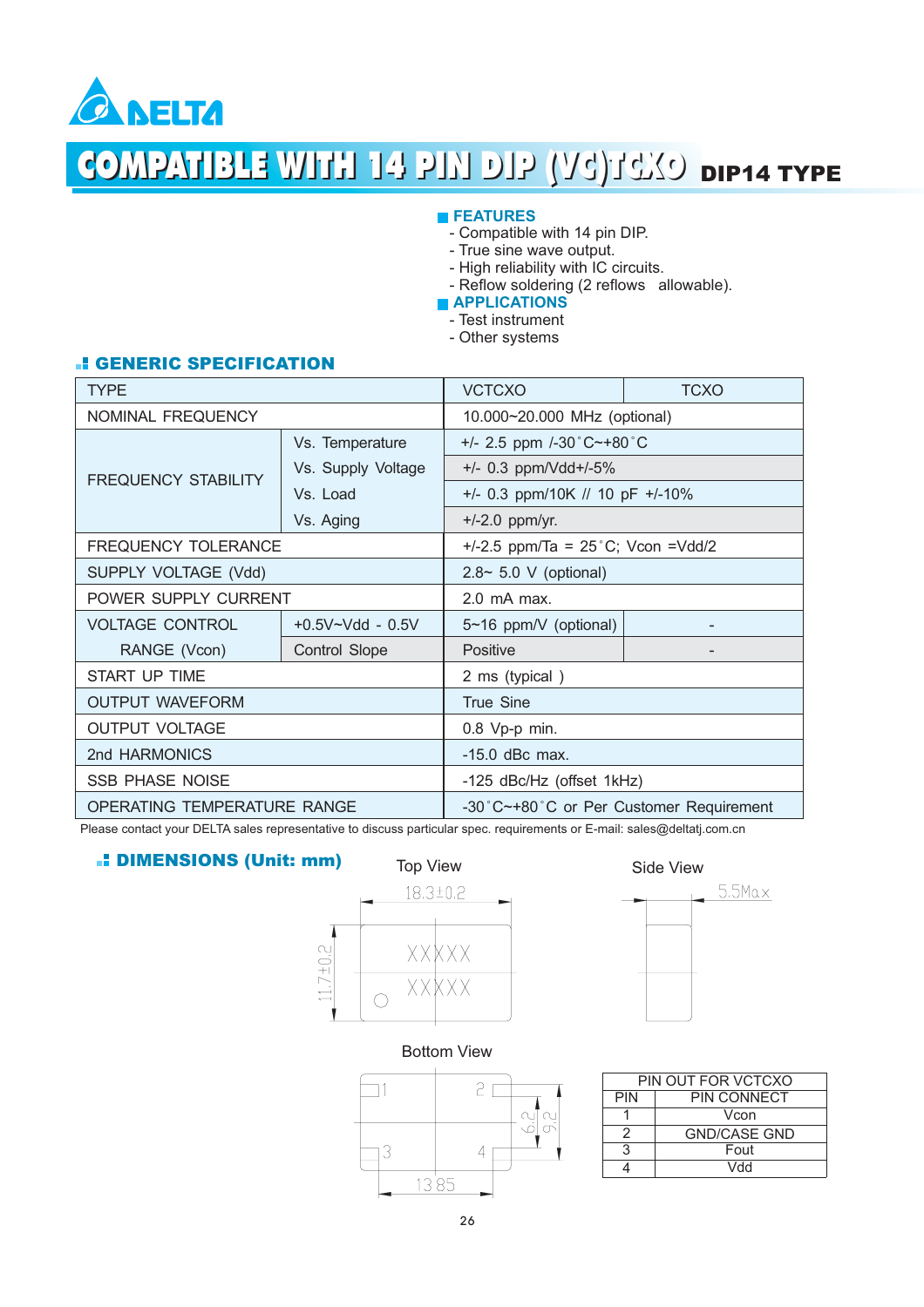# COMPATIBLE WITH 14 PIN DIP (VC)TCXO DIP14 TYPE

## FEATURES

- Compatible with 14 pin DIP.
- True sine wave output.
- High reliability with IC circuits.
- Reflow soldering (2 reflows allowable).

## APPLICATIONS

- Test instrument
- Other systems

## GENERIC SPECIFICATION

| TYPE | | VCTCXO | TCXO |
|---|---|---|---|
| NOMINAL FREQUENCY | | 10.000~20.000 MHz (optional) | |
| FREQUENCY STABILITY | Vs. Temperature | +/- 2.5 ppm /-30˚C~+80˚C | |
| | Vs. Supply Voltage | +/- 0.3 ppm/Vdd+/-5% | |
| | Vs. Load | +/- 0.3 ppm/10K // 10 pF +/-10% | |
| | Vs. Aging | +/-2.0 ppm/yr. | |
| FREQUENCY TOLERANCE | | +/-2.5 ppm/Ta = 25˚C; Vcon =Vdd/2 | |
| SUPPLY VOLTAGE (Vdd) | | 2.8~ 5.0 V (optional) | |
| POWER SUPPLY CURRENT | | 2.0 mA max. | |
| VOLTAGE CONTROL RANGE (Vcon) | +0.5V~Vdd - 0.5V | 5~16 ppm/V (optional) | - |
| | Control Slope | Positive | - |
| START UP TIME | | 2 ms (typical ) | |
| OUTPUT WAVEFORM | | True Sine | |
| OUTPUT VOLTAGE | | 0.8 Vp-p min. | |
| 2nd HARMONICS | | -15.0 dBc max. | |
| SSB PHASE NOISE | | -125 dBc/Hz (offset 1kHz) | |
| OPERATING TEMPERATURE RANGE | | -30˚C~+80˚C or Per Customer Requirement | |

Please contact your DELTA sales representative to discuss particular spec. requirements or E-mail: sales@deltatj.com.cn

## DIMENSIONS (Unit: mm)

Top View

18.3±0.2

11.7±0.2

XXXXX
XXXXX

Side View

5.5Max

Bottom View

1 2 3 4

6.2 9.2

13.85

| PIN OUT FOR VCTCXO | |
|---|---|
| PIN | PIN CONNECT |
| 1 | Vcon |
| 2 | GND/CASE GND |
| 3 | Fout |
| 4 | Vdd |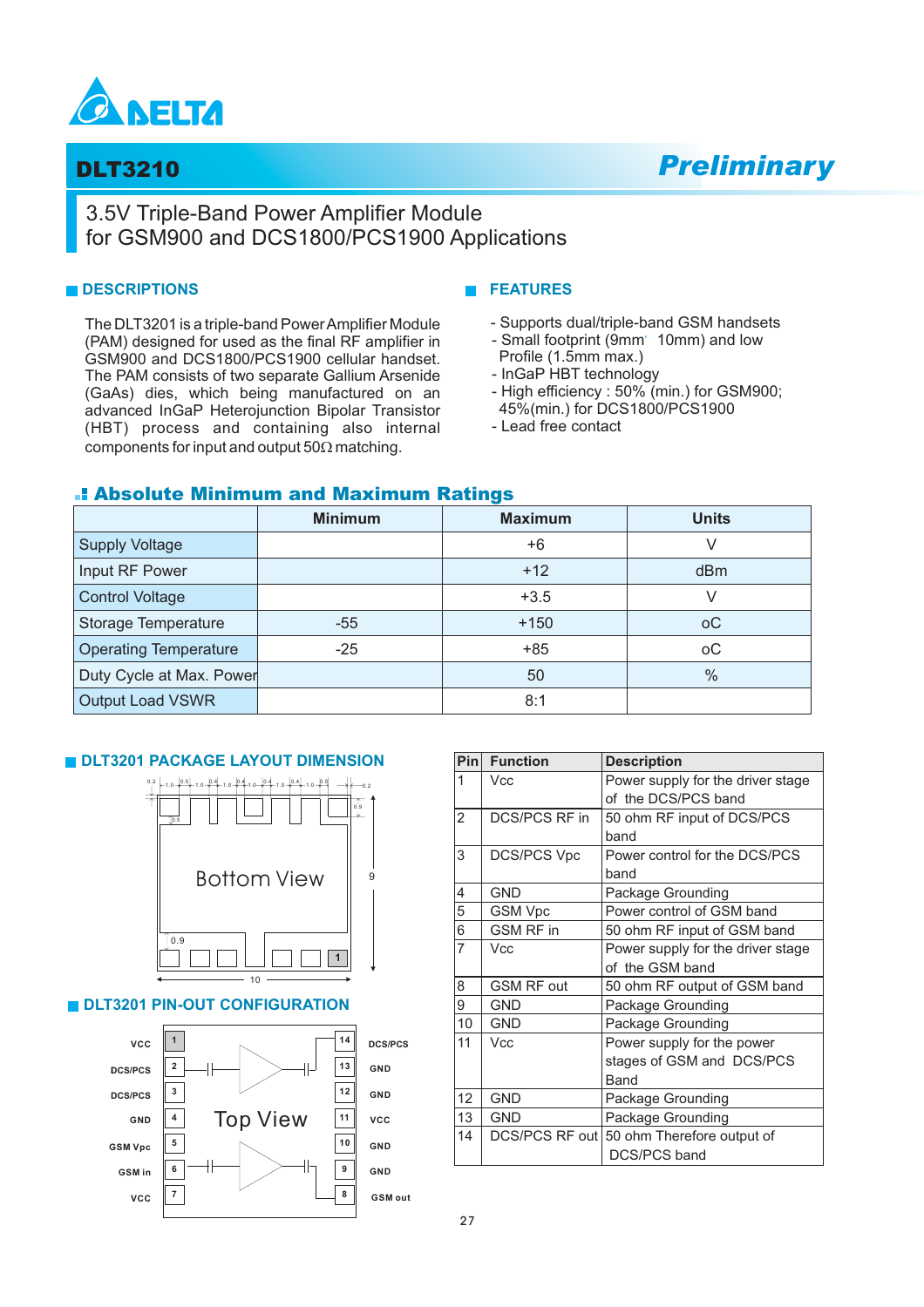# DLT3210

*Preliminary*

## 3.5V Triple-Band Power Amplifier Module for GSM900 and DCS1800/PCS1900 Applications

### DESCRIPTIONS

The DLT3201 is a triple-band Power Amplifier Module (PAM) designed for used as the final RF amplifier in GSM900 and DCS1800/PCS1900 cellular handset. The PAM consists of two separate Gallium Arsenide (GaAs) dies, which being manufactured on an advanced InGaP Heterojunction Bipolar Transistor (HBT) process and containing also internal components for input and output 50Ω matching.

### FEATURES

- Supports dual/triple-band GSM handsets
- Small footprint (9mm 10mm) and low Profile (1.5mm max.)
- InGaP HBT technology
- High efficiency : 50% (min.) for GSM900; 45%(min.) for DCS1800/PCS1900
- Lead free contact

### Absolute Minimum and Maximum Ratings

| | Minimum | Maximum | Units |
|---|---|---|---|
| Supply Voltage | | +6 | V |
| Input RF Power | | +12 | dBm |
| Control Voltage | | +3.5 | V |
| Storage Temperature | -55 | +150 | oC |
| Operating Temperature | -25 | +85 | oC |
| Duty Cycle at Max. Power | | 50 | % |
| Output Load VSWR | | 8:1 | |

### DLT3201 PACKAGE LAYOUT DIMENSION

Bottom View

0.2, 1.0, 0.5, 1.0, 0.4, 1.0, 0.4, 1.0, 0.4, 1.0, 0.5, 0.2, 0.9, 0.5, 0.9, 9, 10

### DLT3201 PIN-OUT CONFIGURATION

Top View

| Pin | Label | Pin | Label |
|---|---|---|---|
| 1 | VCC | 14 | DCS/PCS |
| 2 | DCS/PCS | 13 | GND |
| 3 | DCS/PCS | 12 | GND |
| 4 | GND | 11 | VCC |
| 5 | GSM Vpc | 10 | GND |
| 6 | GSM in | 9 | GND |
| 7 | VCC | 8 | GSM out |

| Pin | Function | Description |
|---|---|---|
| 1 | Vcc | Power supply for the driver stage of the DCS/PCS band |
| 2 | DCS/PCS RF in | 50 ohm RF input of DCS/PCS band |
| 3 | DCS/PCS Vpc | Power control for the DCS/PCS band |
| 4 | GND | Package Grounding |
| 5 | GSM Vpc | Power control of GSM band |
| 6 | GSM RF in | 50 ohm RF input of GSM band |
| 7 | Vcc | Power supply for the driver stage of the GSM band |
| 8 | GSM RF out | 50 ohm RF output of GSM band |
| 9 | GND | Package Grounding |
| 10 | GND | Package Grounding |
| 11 | Vcc | Power supply for the power stages of GSM and DCS/PCS Band |
| 12 | GND | Package Grounding |
| 13 | GND | Package Grounding |
| 14 | DCS/PCS RF out | 50 ohm Therefore output of DCS/PCS band |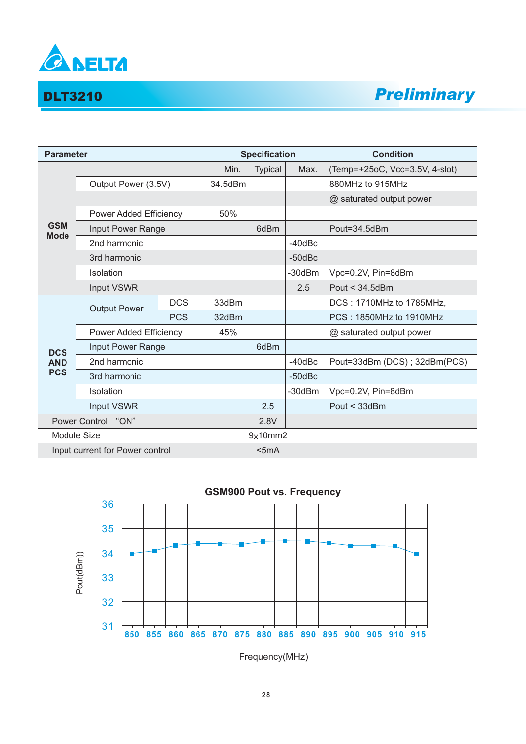## DLT3210

*Preliminary*

| Parameter | | | Specification | | | Condition |
|---|---|---|---|---|---|---|
| | | | Min. | Typical | Max. | (Temp=+25oC, Vcc=3.5V, 4-slot) |
| **GSM Mode** | Output Power (3.5V) | | 34.5dBm | | | 880MHz to 915MHz |
| | | | | | | @ saturated output power |
| | Power Added Efficiency | | 50% | | | |
| | Input Power Range | | | 6dBm | | Pout=34.5dBm |
| | 2nd harmonic | | | | -40dBc | |
| | 3rd harmonic | | | | -50dBc | |
| | Isolation | | | | -30dBm | Vpc=0.2V, Pin=8dBm |
| | Input VSWR | | | | 2.5 | Pout < 34.5dBm |
| **DCS AND PCS** | Output Power | DCS | 33dBm | | | DCS : 1710MHz to 1785MHz, |
| | | PCS | 32dBm | | | PCS : 1850MHz to 1910MHz |
| | Power Added Efficiency | | 45% | | | @ saturated output power |
| | Input Power Range | | | 6dBm | | |
| | 2nd harmonic | | | | -40dBc | Pout=33dBm (DCS) ; 32dBm(PCS) |
| | 3rd harmonic | | | | -50dBc | |
| | Isolation | | | | -30dBm | Vpc=0.2V, Pin=8dBm |
| | Input VSWR | | | 2.5 | | Pout < 33dBm |
| Power Control "ON" | | | | 2.8V | | |
| Module Size | | | 9x10mm2 | | | |
| Input current for Power control | | | <5mA | | | |

**GSM900 Pout vs. Frequency**

| Frequency(MHz) | 850 | 855 | 860 | 865 | 870 | 875 | 880 | 885 | 890 | 895 | 900 | 905 | 910 | 915 |
|---|---|---|---|---|---|---|---|---|---|---|---|---|---|---|
| Pout(dBm) | ~34.0 | ~34.1 | ~34.3 | ~34.4 | ~34.4 | ~34.35 | ~34.5 | ~34.5 | ~34.5 | ~34.4 | ~34.3 | ~34.3 | ~34.3 | ~34.0 |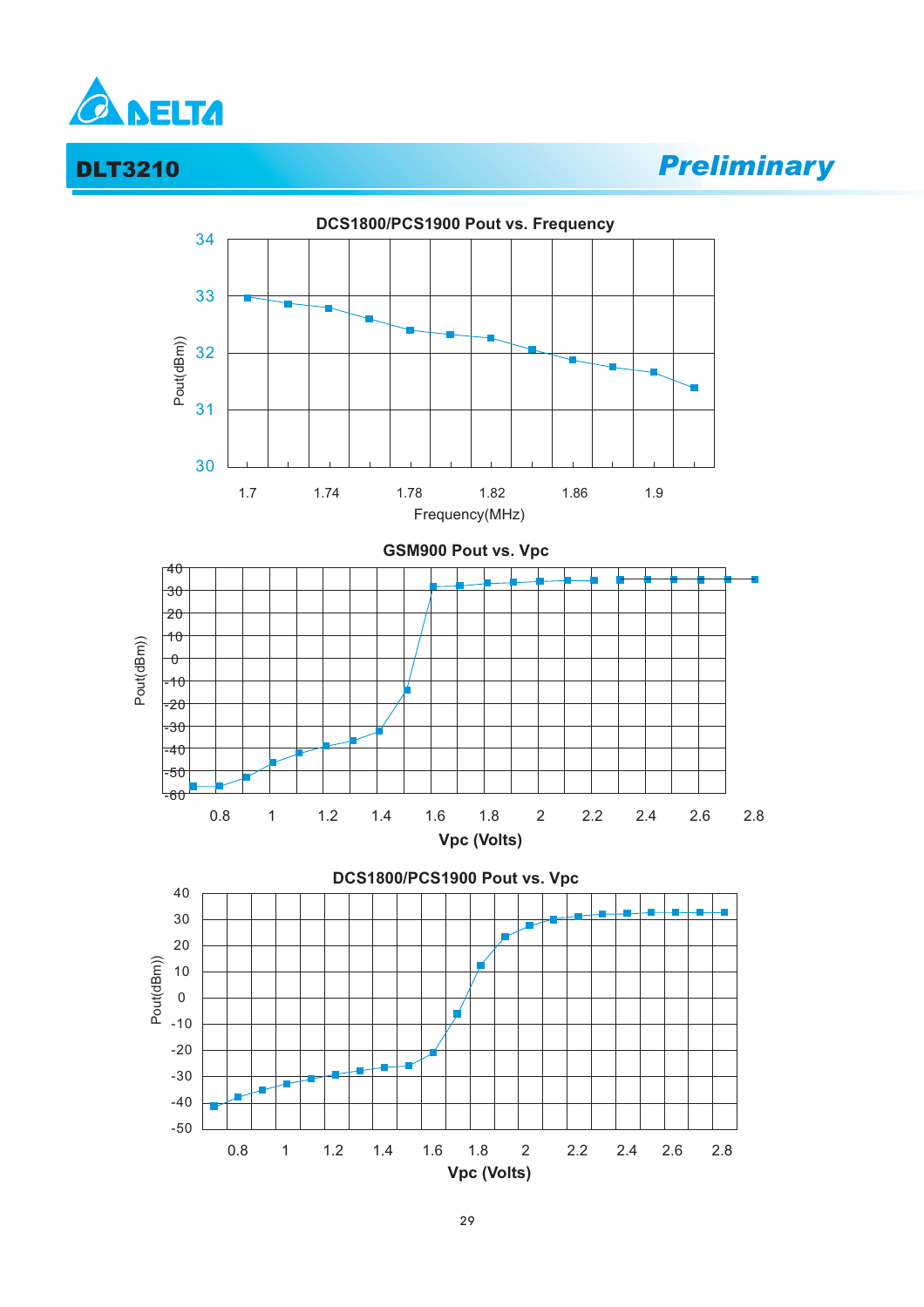## DLT3210

*Preliminary*

**DCS1800/PCS1900 Pout vs. Frequency**

**GSM900 Pout vs. Vpc**

**DCS1800/PCS1900 Pout vs. Vpc**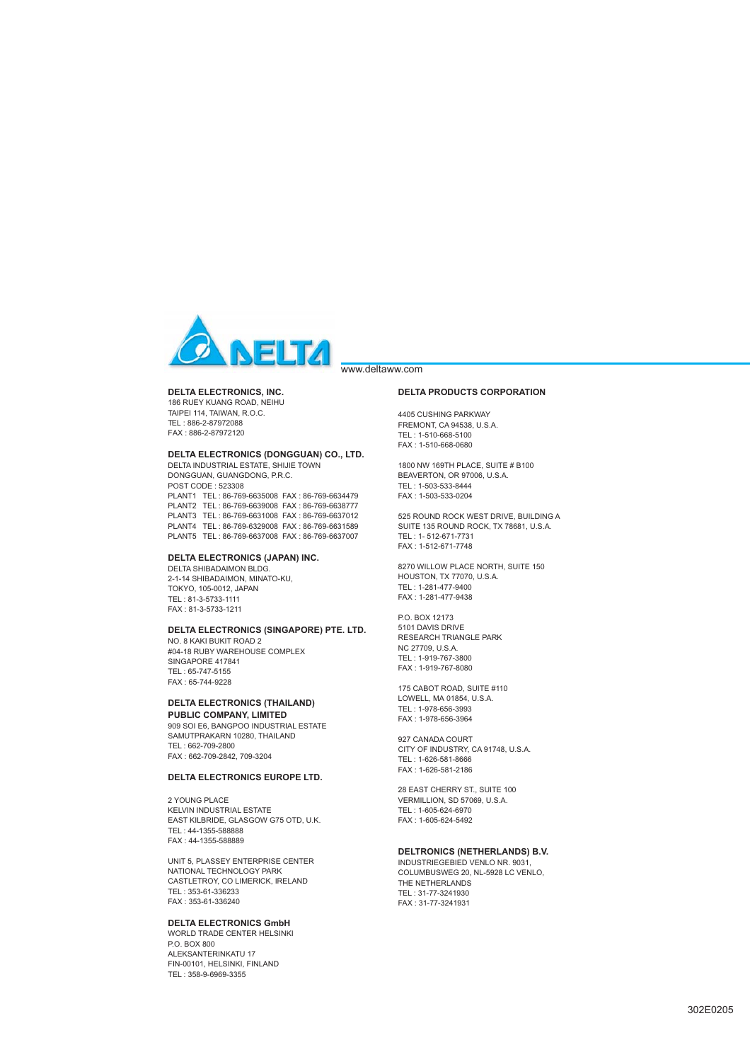www.deltaww.com

**DELTA ELECTRONICS, INC.**
186 RUEY KUANG ROAD, NEIHU
TAIPEI 114, TAIWAN, R.O.C.
TEL : 886-2-87972088
FAX : 886-2-87972120

**DELTA ELECTRONICS (DONGGUAN) CO., LTD.**
DELTA INDUSTRIAL ESTATE, SHIJIE TOWN
DONGGUAN, GUANGDONG, P.R.C.
POST CODE : 523308
PLANT1 TEL : 86-769-6635008 FAX : 86-769-6634479
PLANT2 TEL : 86-769-6639008 FAX : 86-769-6638777
PLANT3 TEL : 86-769-6631008 FAX : 86-769-6637012
PLANT4 TEL : 86-769-6329008 FAX : 86-769-6631589
PLANT5 TEL : 86-769-6637008 FAX : 86-769-6637007

**DELTA ELECTRONICS (JAPAN) INC.**
DELTA SHIBADAIMON BLDG.
2-1-14 SHIBADAIMON, MINATO-KU,
TOKYO, 105-0012, JAPAN
TEL : 81-3-5733-1111
FAX : 81-3-5733-1211

**DELTA ELECTRONICS (SINGAPORE) PTE. LTD.**
NO. 8 KAKI BUKIT ROAD 2
#04-18 RUBY WAREHOUSE COMPLEX
SINGAPORE 417841
TEL : 65-747-5155
FAX : 65-744-9228

**DELTA ELECTRONICS (THAILAND) PUBLIC COMPANY, LIMITED**
909 SOI E6, BANGPOO INDUSTRIAL ESTATE
SAMUTPRAKARN 10280, THAILAND
TEL : 662-709-2800
FAX : 662-709-2842, 709-3204

**DELTA ELECTRONICS EUROPE LTD.**

2 YOUNG PLACE
KELVIN INDUSTRIAL ESTATE
EAST KILBRIDE, GLASGOW G75 OTD, U.K.
TEL : 44-1355-588888
FAX : 44-1355-588889

UNIT 5, PLASSEY ENTERPRISE CENTER
NATIONAL TECHNOLOGY PARK
CASTLETROY, CO LIMERICK, IRELAND
TEL : 353-61-336233
FAX : 353-61-336240

**DELTA ELECTRONICS GmbH**
WORLD TRADE CENTER HELSINKI
P.O. BOX 800
ALEKSANTERINKATU 17
FIN-00101, HELSINKI, FINLAND
TEL : 358-9-6969-3355

**DELTA PRODUCTS CORPORATION**

4405 CUSHING PARKWAY
FREMONT, CA 94538, U.S.A.
TEL : 1-510-668-5100
FAX : 1-510-668-0680

1800 NW 169TH PLACE, SUITE # B100
BEAVERTON, OR 97006, U.S.A.
TEL : 1-503-533-8444
FAX : 1-503-533-0204

525 ROUND ROCK WEST DRIVE, BUILDING A
SUITE 135 ROUND ROCK, TX 78681, U.S.A.
TEL : 1- 512-671-7731
FAX : 1-512-671-7748

8270 WILLOW PLACE NORTH, SUITE 150
HOUSTON, TX 77070, U.S.A.
TEL : 1-281-477-9400
FAX : 1-281-477-9438

P.O. BOX 12173
5101 DAVIS DRIVE
RESEARCH TRIANGLE PARK
NC 27709, U.S.A.
TEL : 1-919-767-3800
FAX : 1-919-767-8080

175 CABOT ROAD, SUITE #110
LOWELL, MA 01854, U.S.A.
TEL : 1-978-656-3993
FAX : 1-978-656-3964

927 CANADA COURT
CITY OF INDUSTRY, CA 91748, U.S.A.
TEL : 1-626-581-8666
FAX : 1-626-581-2186

28 EAST CHERRY ST., SUITE 100
VERMILLION, SD 57069, U.S.A.
TEL : 1-605-624-6970
FAX : 1-605-624-5492

**DELTRONICS (NETHERLANDS) B.V.**
INDUSTRIEGEBIED VENLO NR. 9031,
COLUMBUSWEG 20, NL-5928 LC VENLO,
THE NETHERLANDS
TEL : 31-77-3241930
FAX : 31-77-3241931

302E0205